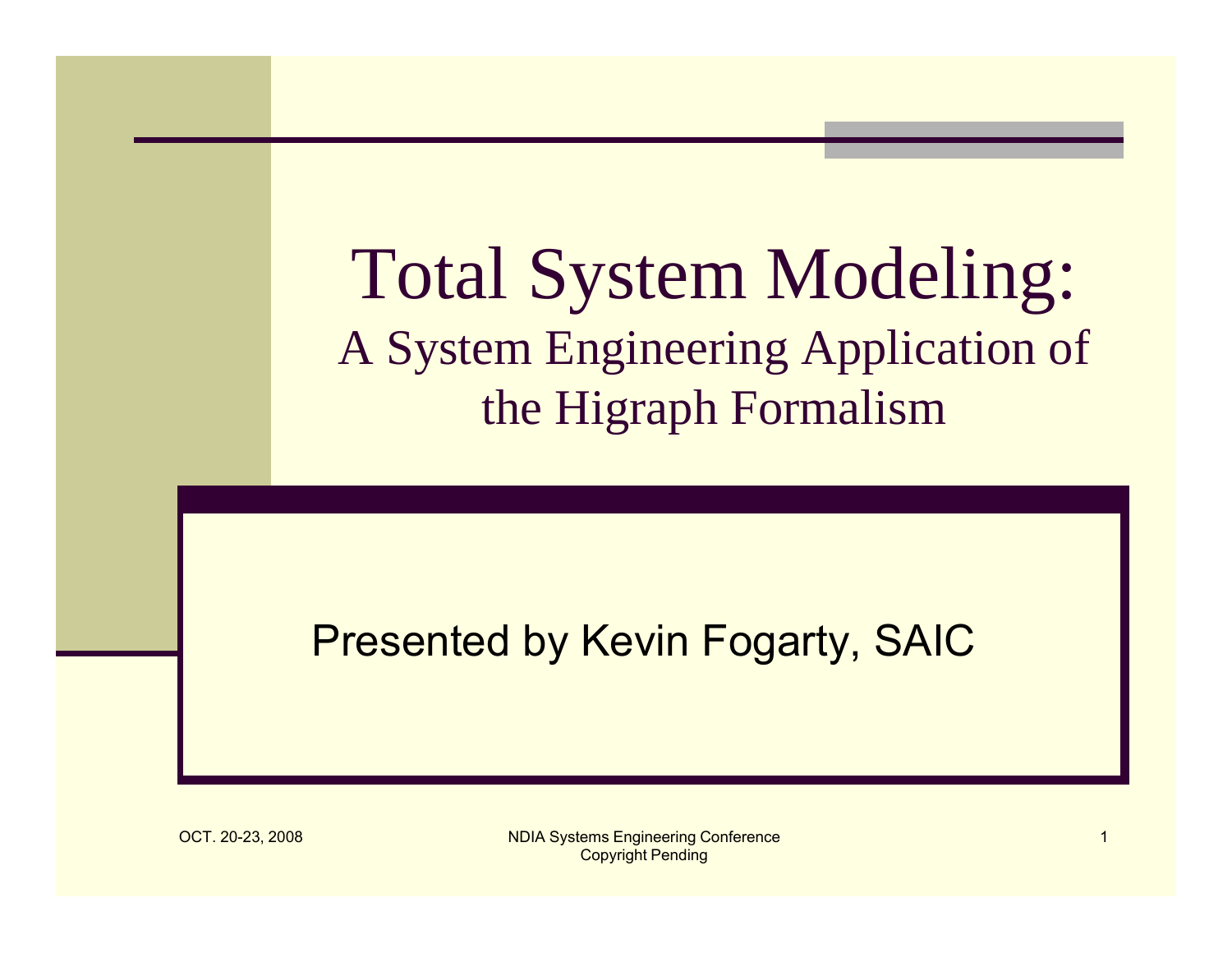# Total System Modeling:

## A System Engineering Application of the Higraph Formalism

Presented by Kevin Fogarty, SAIC

OCT. 20-23, 2008

NDIA Systems Engineering Conference
Copyright Pending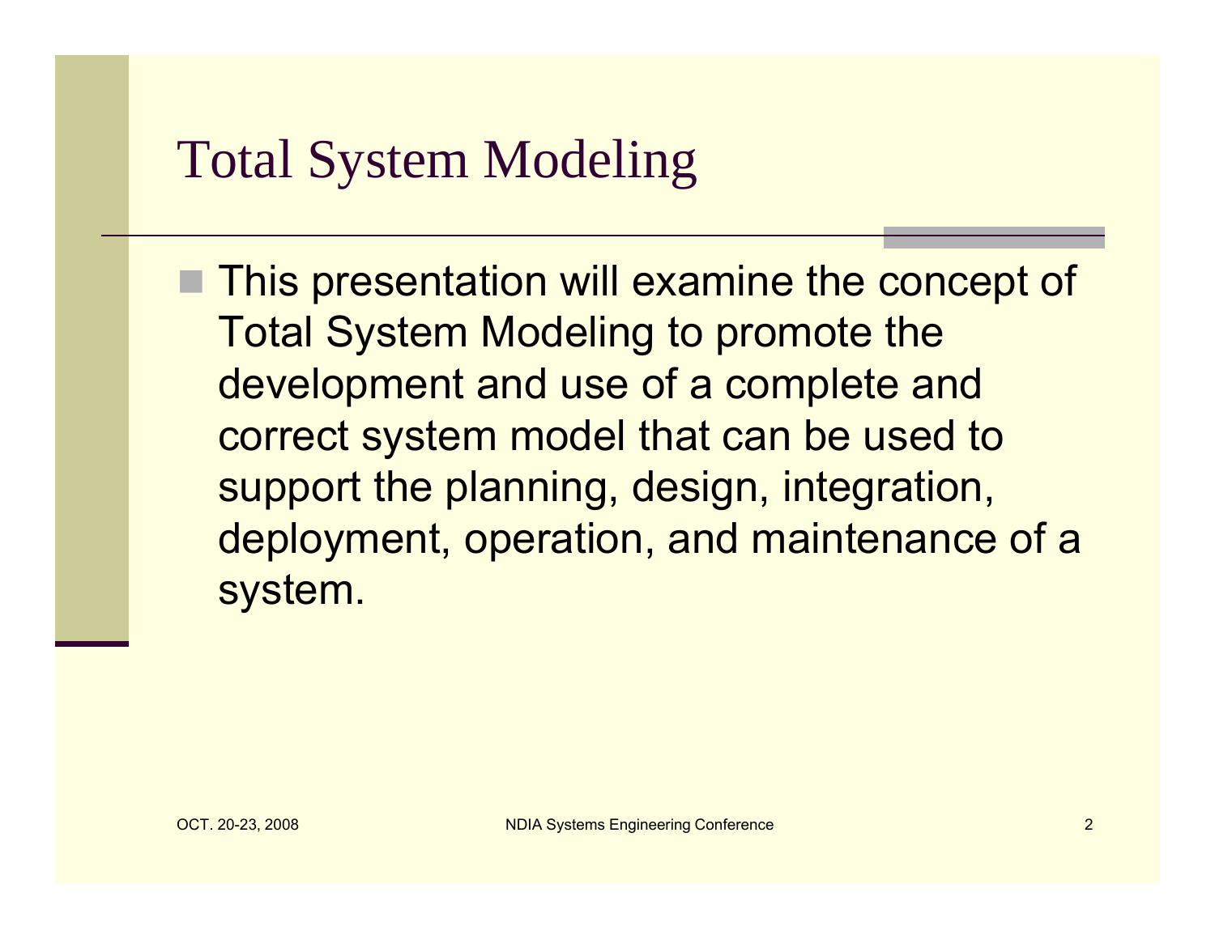# Total System Modeling

- This presentation will examine the concept of Total System Modeling to promote the development and use of a complete and correct system model that can be used to support the planning, design, integration, deployment, operation, and maintenance of a system.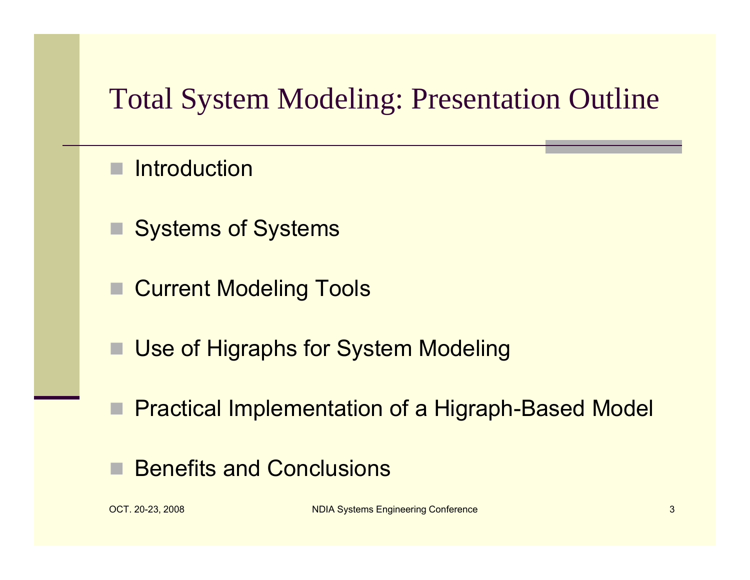# Total System Modeling: Presentation Outline

- Introduction
- Systems of Systems
- Current Modeling Tools
- Use of Higraphs for System Modeling
- Practical Implementation of a Higraph-Based Model
- Benefits and Conclusions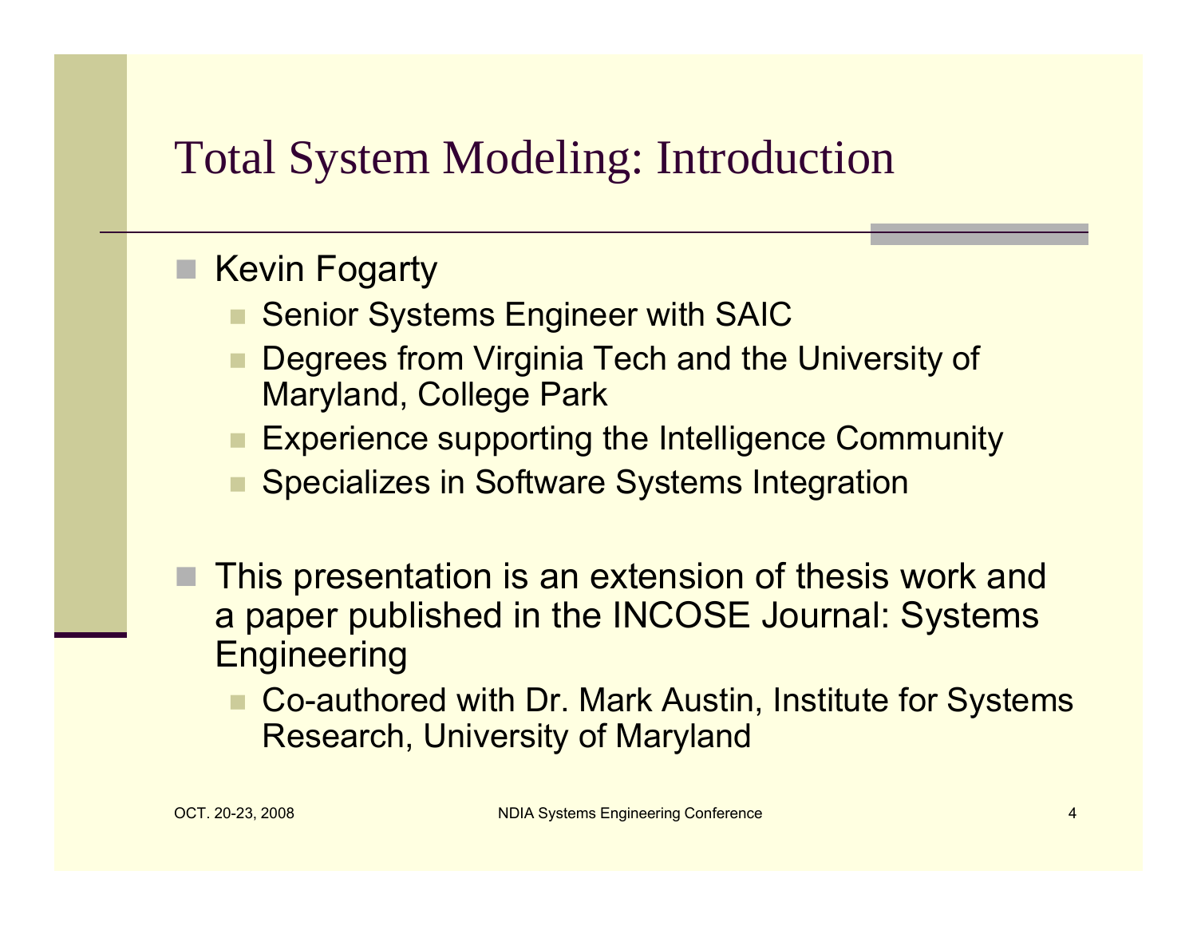# Total System Modeling: Introduction

- Kevin Fogarty
  - Senior Systems Engineer with SAIC
  - Degrees from Virginia Tech and the University of Maryland, College Park
  - Experience supporting the Intelligence Community
  - Specializes in Software Systems Integration

- This presentation is an extension of thesis work and a paper published in the INCOSE Journal: Systems Engineering
  - Co-authored with Dr. Mark Austin, Institute for Systems Research, University of Maryland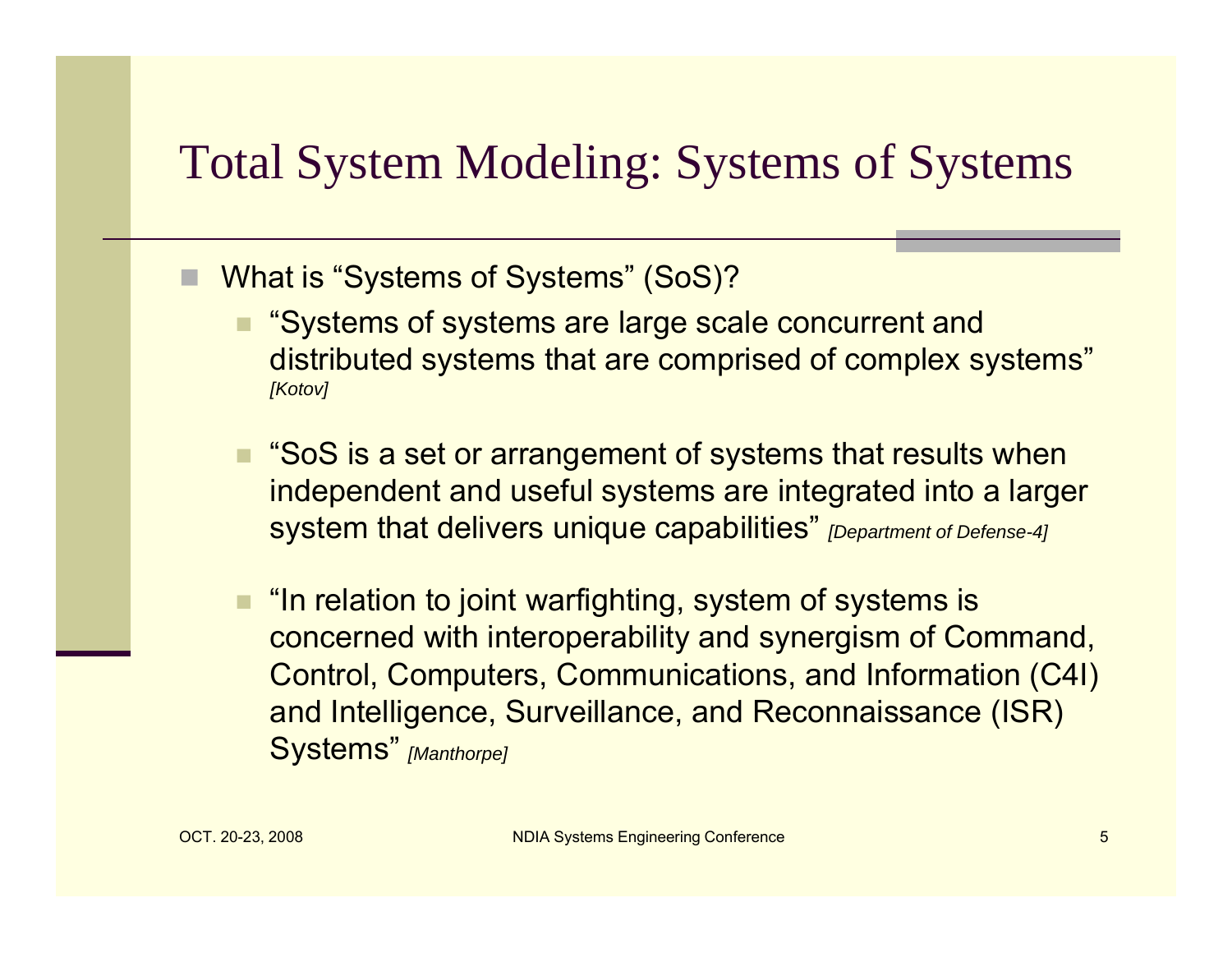# Total System Modeling: Systems of Systems

- What is "Systems of Systems" (SoS)?
  - "Systems of systems are large scale concurrent and distributed systems that are comprised of complex systems" *[Kotov]*
  - "SoS is a set or arrangement of systems that results when independent and useful systems are integrated into a larger system that delivers unique capabilities" *[Department of Defense-4]*
  - "In relation to joint warfighting, system of systems is concerned with interoperability and synergism of Command, Control, Computers, Communications, and Information (C4I) and Intelligence, Surveillance, and Reconnaissance (ISR) Systems" *[Manthorpe]*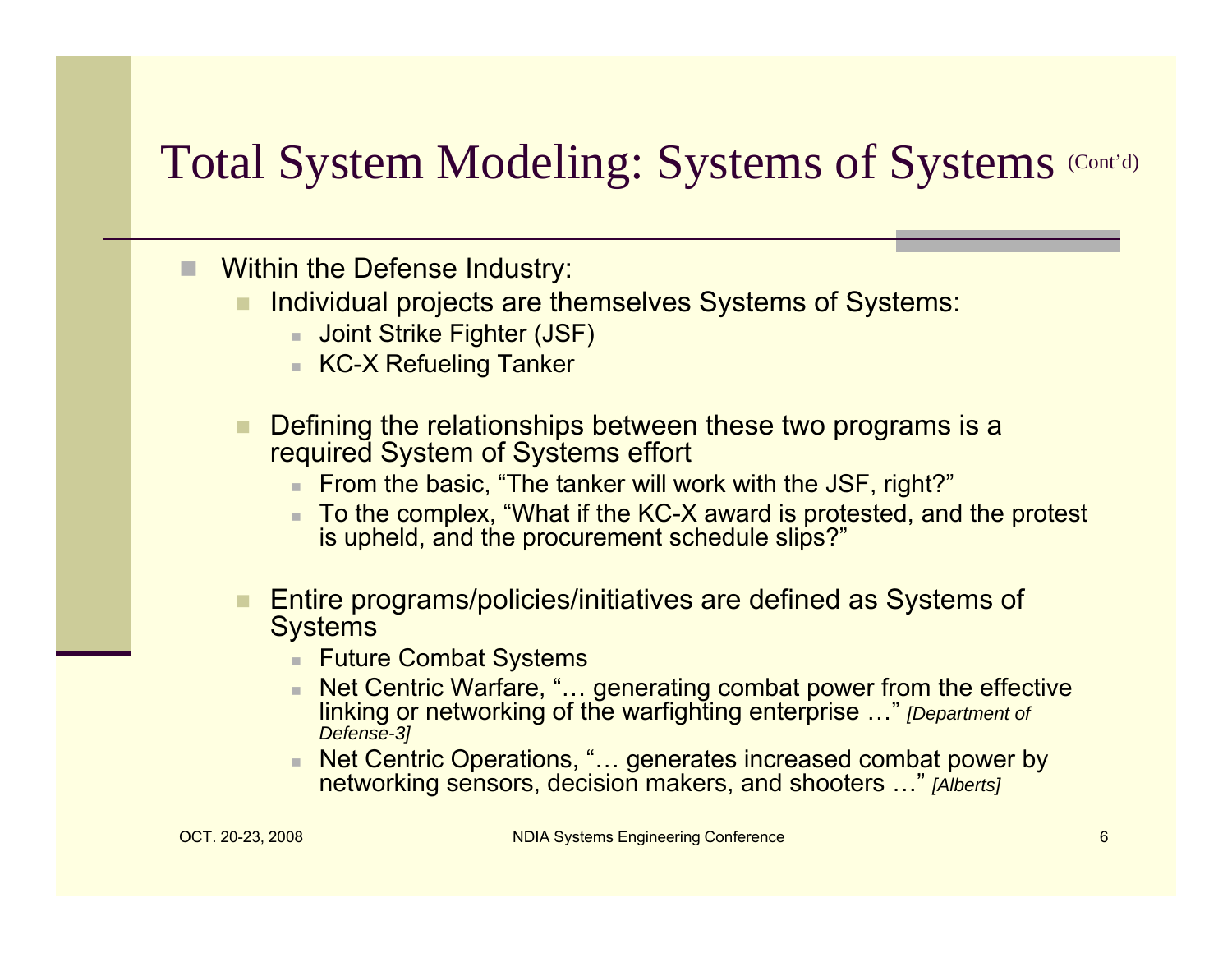# Total System Modeling: Systems of Systems (Cont'd)

- Within the Defense Industry:
  - Individual projects are themselves Systems of Systems:
    - Joint Strike Fighter (JSF)
    - KC-X Refueling Tanker
  - Defining the relationships between these two programs is a required System of Systems effort
    - From the basic, "The tanker will work with the JSF, right?"
    - To the complex, "What if the KC-X award is protested, and the protest is upheld, and the procurement schedule slips?"
  - Entire programs/policies/initiatives are defined as Systems of Systems
    - Future Combat Systems
    - Net Centric Warfare, "… generating combat power from the effective linking or networking of the warfighting enterprise …" *[Department of Defense-3]*
    - Net Centric Operations, "… generates increased combat power by networking sensors, decision makers, and shooters …" *[Alberts]*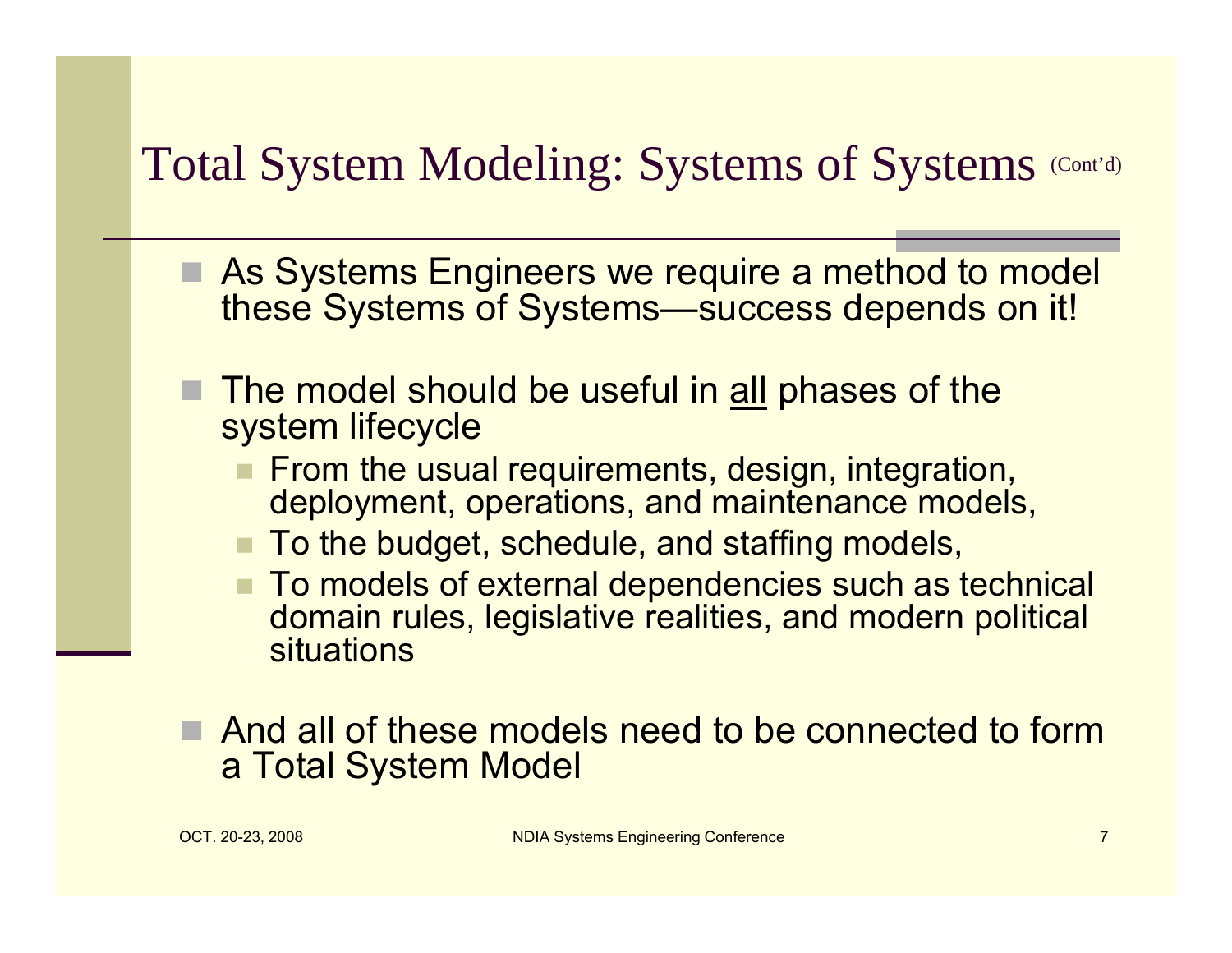# Total System Modeling: Systems of Systems (Cont'd)

- As Systems Engineers we require a method to model these Systems of Systems—success depends on it!
- The model should be useful in <u>all</u> phases of the system lifecycle
  - From the usual requirements, design, integration, deployment, operations, and maintenance models,
  - To the budget, schedule, and staffing models,
  - To models of external dependencies such as technical domain rules, legislative realities, and modern political situations
- And all of these models need to be connected to form a Total System Model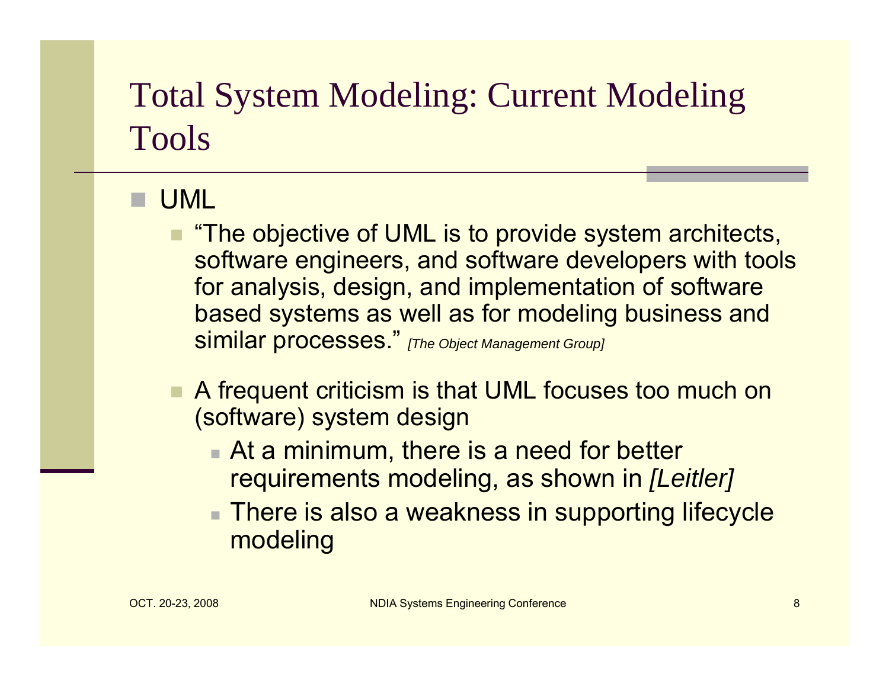# Total System Modeling: Current Modeling Tools

- UML
  - "The objective of UML is to provide system architects, software engineers, and software developers with tools for analysis, design, and implementation of software based systems as well as for modeling business and similar processes." *[The Object Management Group]*
  - A frequent criticism is that UML focuses too much on (software) system design
    - At a minimum, there is a need for better requirements modeling, as shown in *[Leitler]*
    - There is also a weakness in supporting lifecycle modeling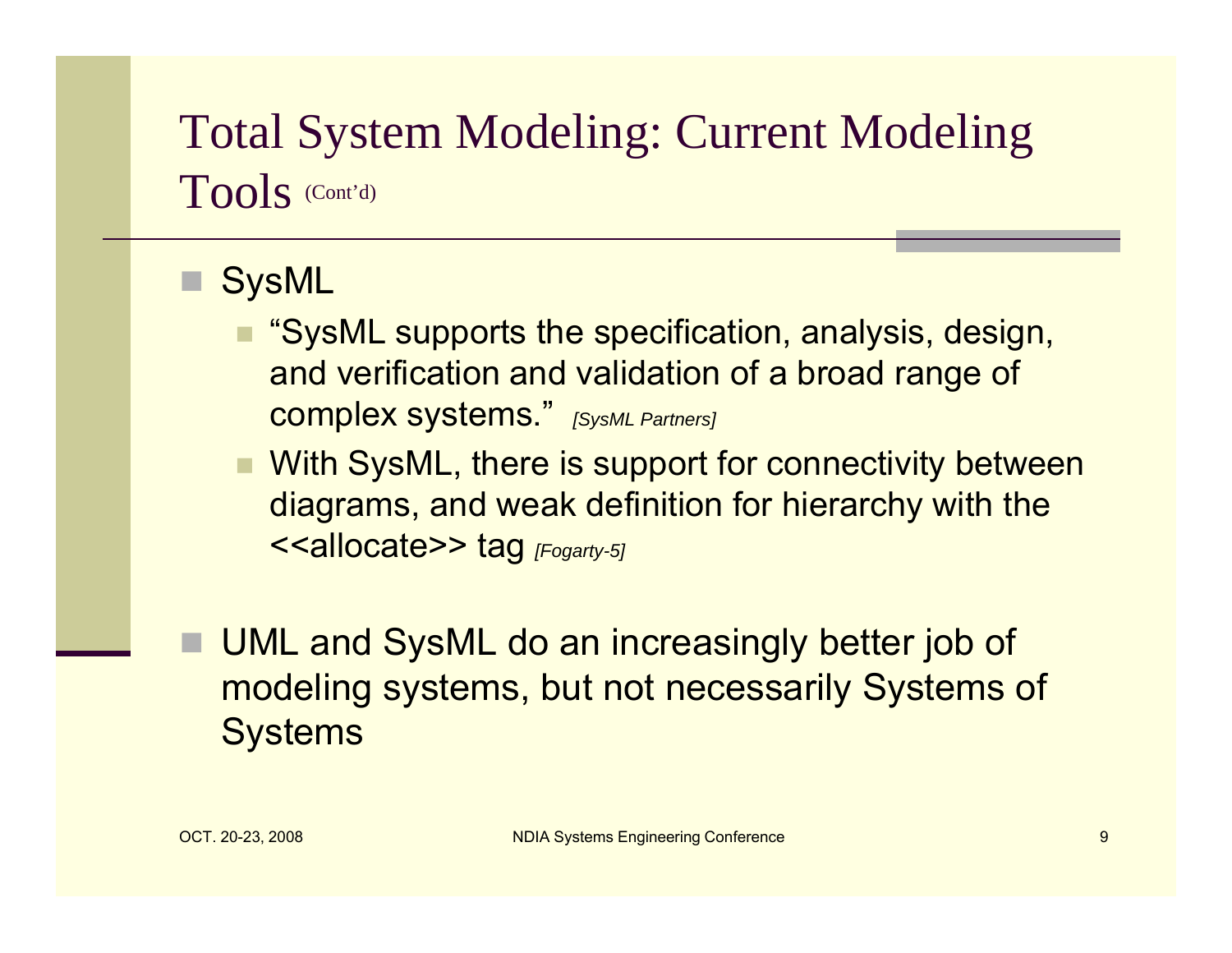# Total System Modeling: Current Modeling Tools (Cont'd)

- SysML
  - "SysML supports the specification, analysis, design, and verification and validation of a broad range of complex systems." *[SysML Partners]*
  - With SysML, there is support for connectivity between diagrams, and weak definition for hierarchy with the <<allocate>> tag *[Fogarty-5]*
- UML and SysML do an increasingly better job of modeling systems, but not necessarily Systems of Systems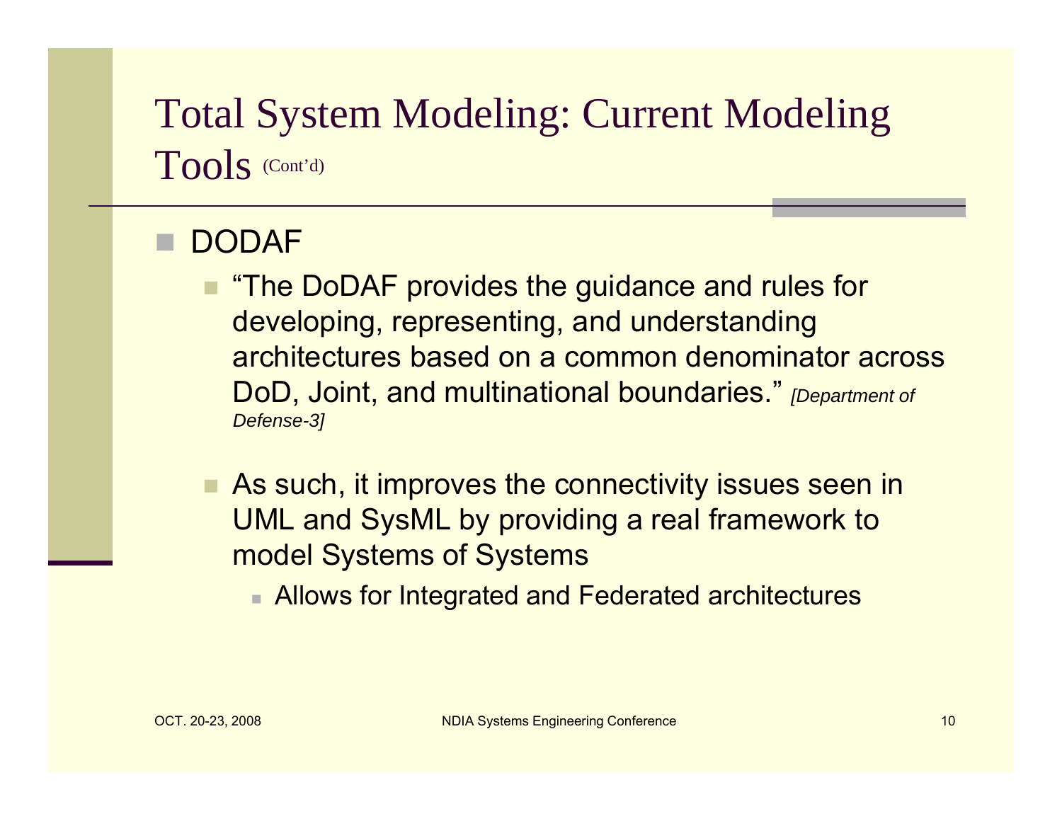# Total System Modeling: Current Modeling Tools (Cont'd)

- DODAF
  - "The DoDAF provides the guidance and rules for developing, representing, and understanding architectures based on a common denominator across DoD, Joint, and multinational boundaries." *[Department of Defense-3]*
  - As such, it improves the connectivity issues seen in UML and SysML by providing a real framework to model Systems of Systems
    - Allows for Integrated and Federated architectures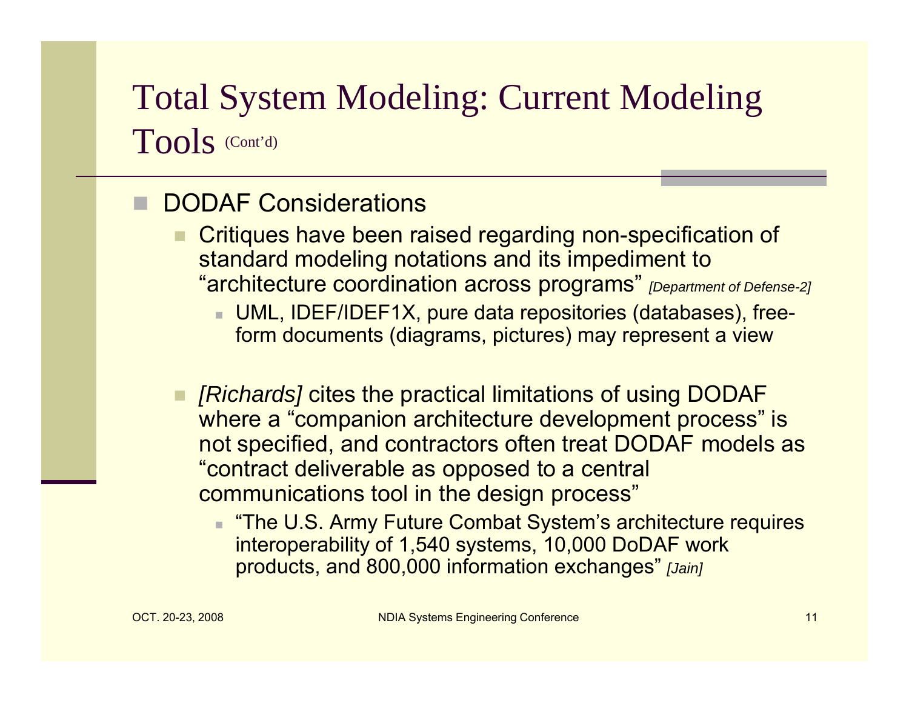# Total System Modeling: Current Modeling Tools (Cont'd)

- DODAF Considerations
  - Critiques have been raised regarding non-specification of standard modeling notations and its impediment to "architecture coordination across programs" *[Department of Defense-2]*
    - UML, IDEF/IDEF1X, pure data repositories (databases), free-form documents (diagrams, pictures) may represent a view
  - *[Richards]* cites the practical limitations of using DODAF where a "companion architecture development process" is not specified, and contractors often treat DODAF models as "contract deliverable as opposed to a central communications tool in the design process"
    - "The U.S. Army Future Combat System's architecture requires interoperability of 1,540 systems, 10,000 DoDAF work products, and 800,000 information exchanges" *[Jain]*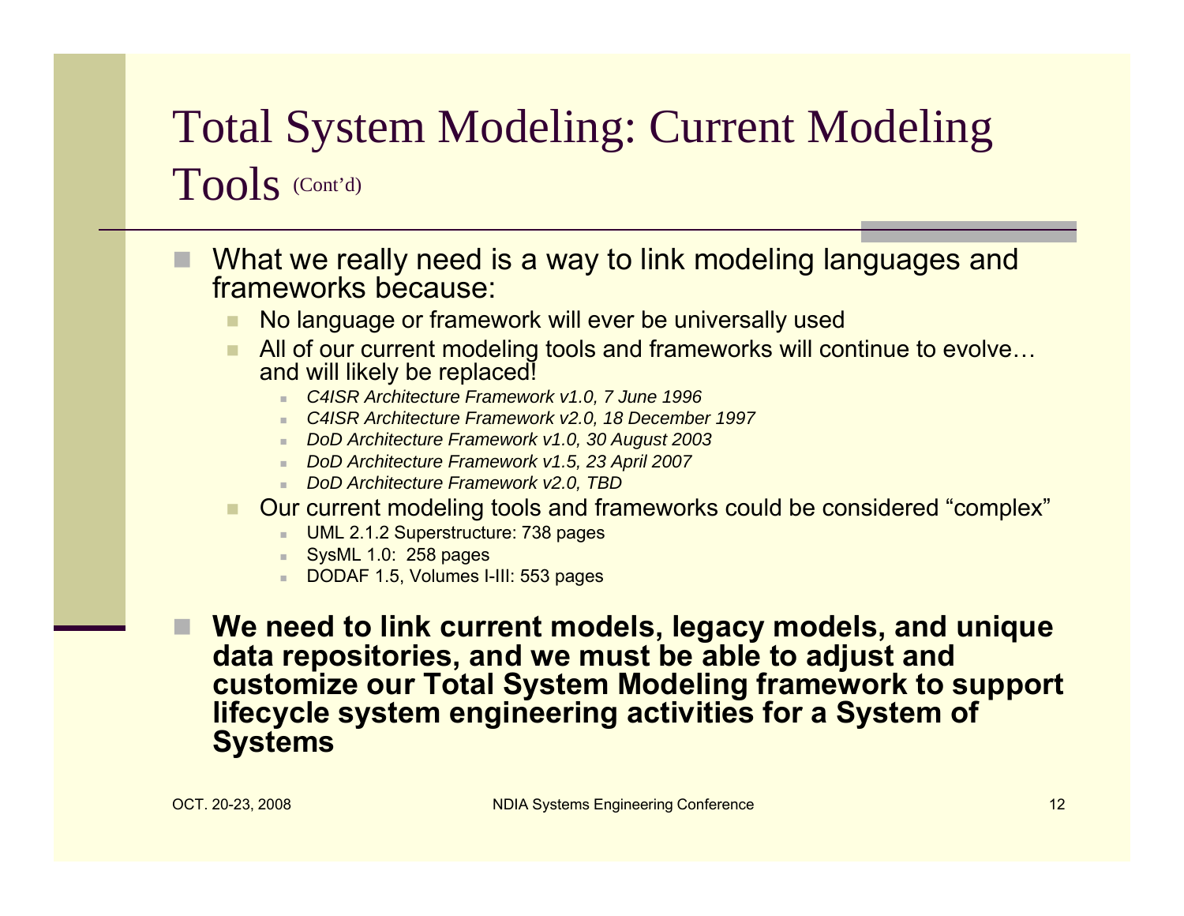# Total System Modeling: Current Modeling Tools (Cont'd)

- What we really need is a way to link modeling languages and frameworks because:
  - No language or framework will ever be universally used
  - All of our current modeling tools and frameworks will continue to evolve… and will likely be replaced!
    - *C4ISR Architecture Framework v1.0, 7 June 1996*
    - *C4ISR Architecture Framework v2.0, 18 December 1997*
    - *DoD Architecture Framework v1.0, 30 August 2003*
    - *DoD Architecture Framework v1.5, 23 April 2007*
    - *DoD Architecture Framework v2.0, TBD*
  - Our current modeling tools and frameworks could be considered "complex"
    - UML 2.1.2 Superstructure: 738 pages
    - SysML 1.0: 258 pages
    - DODAF 1.5, Volumes I-III: 553 pages
- **We need to link current models, legacy models, and unique data repositories, and we must be able to adjust and customize our Total System Modeling framework to support lifecycle system engineering activities for a System of Systems**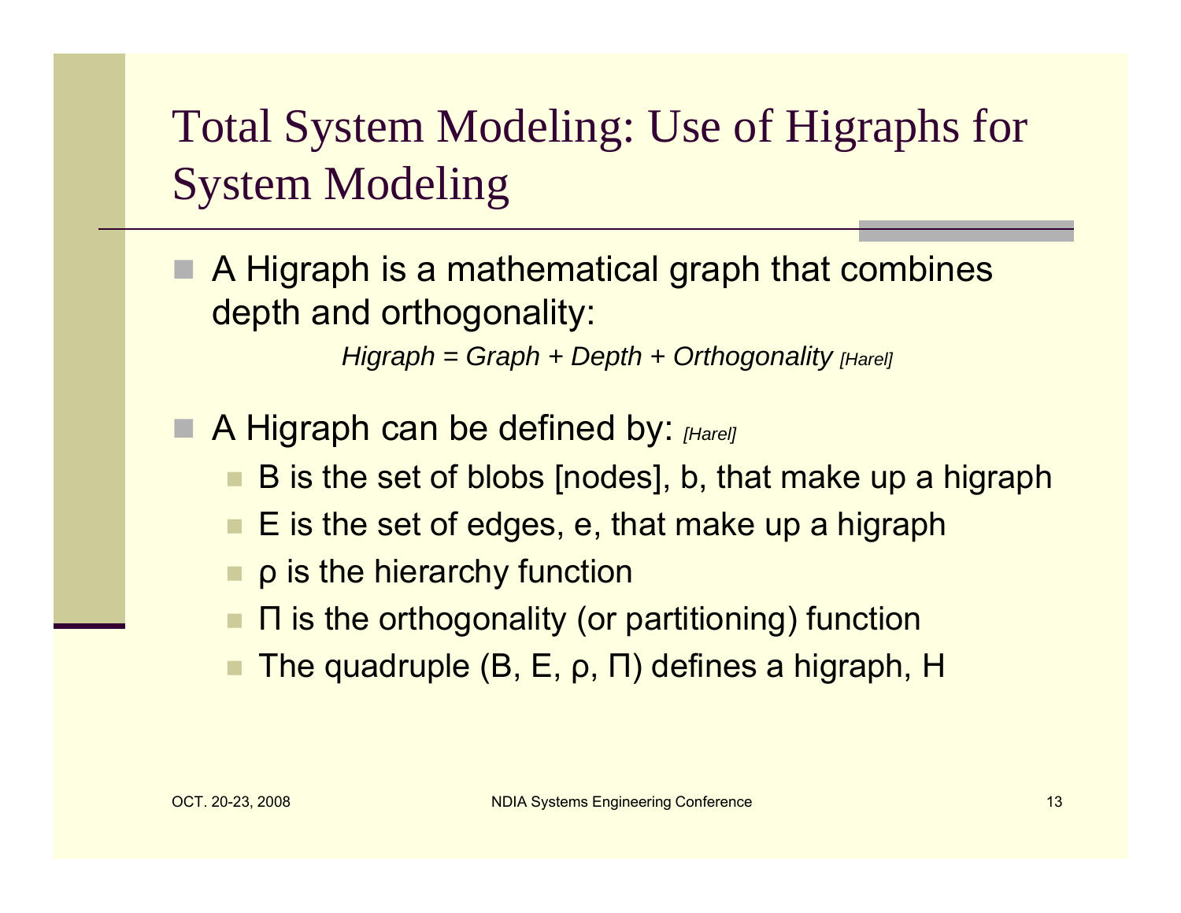# Total System Modeling: Use of Higraphs for System Modeling

- A Higraph is a mathematical graph that combines depth and orthogonality:

  *Higraph = Graph + Depth + Orthogonality [Harel]*

- A Higraph can be defined by: *[Harel]*
  - B is the set of blobs [nodes], b, that make up a higraph
  - E is the set of edges, e, that make up a higraph
  - $\rho$ is the hierarchy function
  - $\Pi$ is the orthogonality (or partitioning) function
  - The quadruple $(B, E, \rho, \Pi)$ defines a higraph, H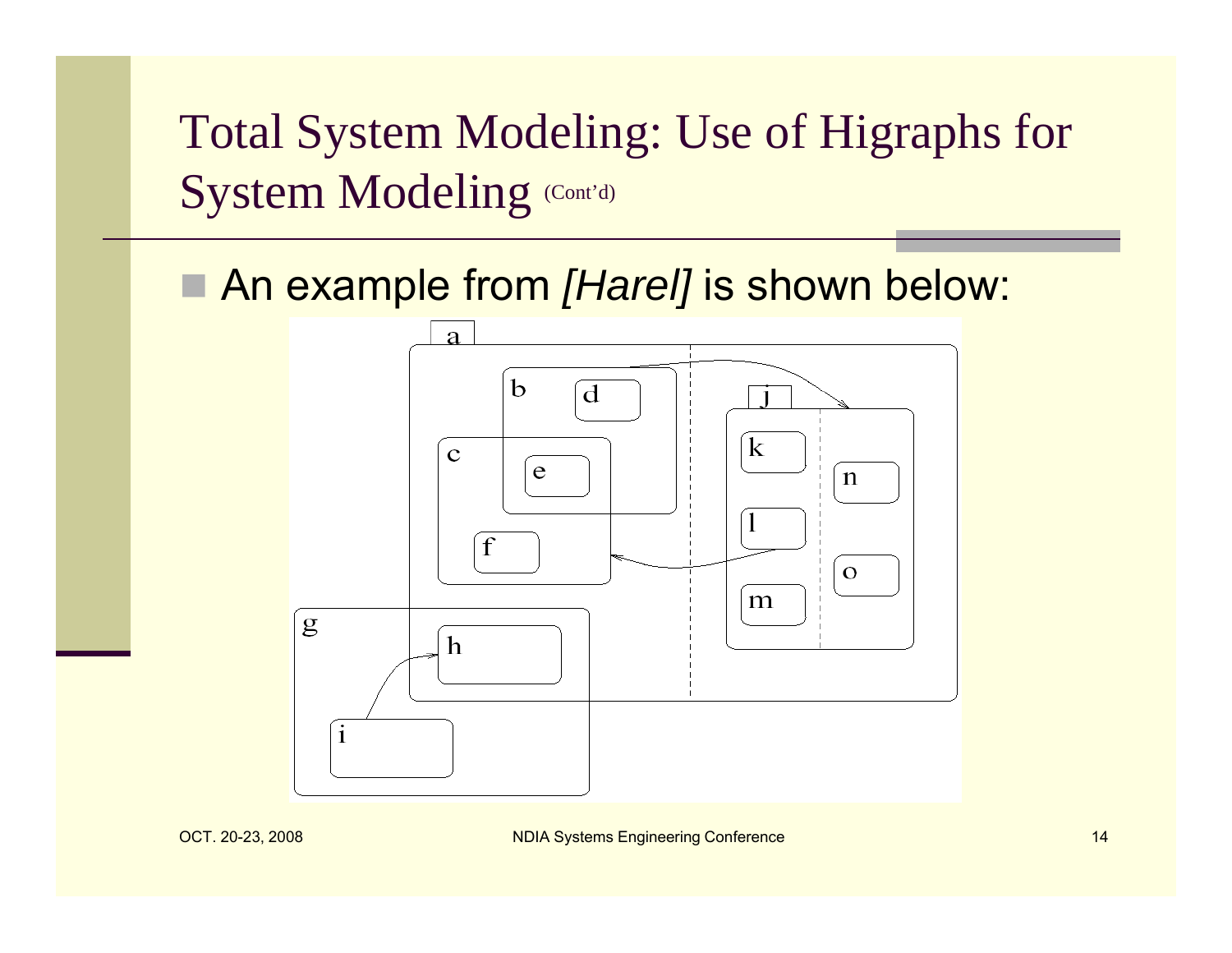# Total System Modeling: Use of Higraphs for System Modeling (Cont'd)

- An example from *[Harel]* is shown below: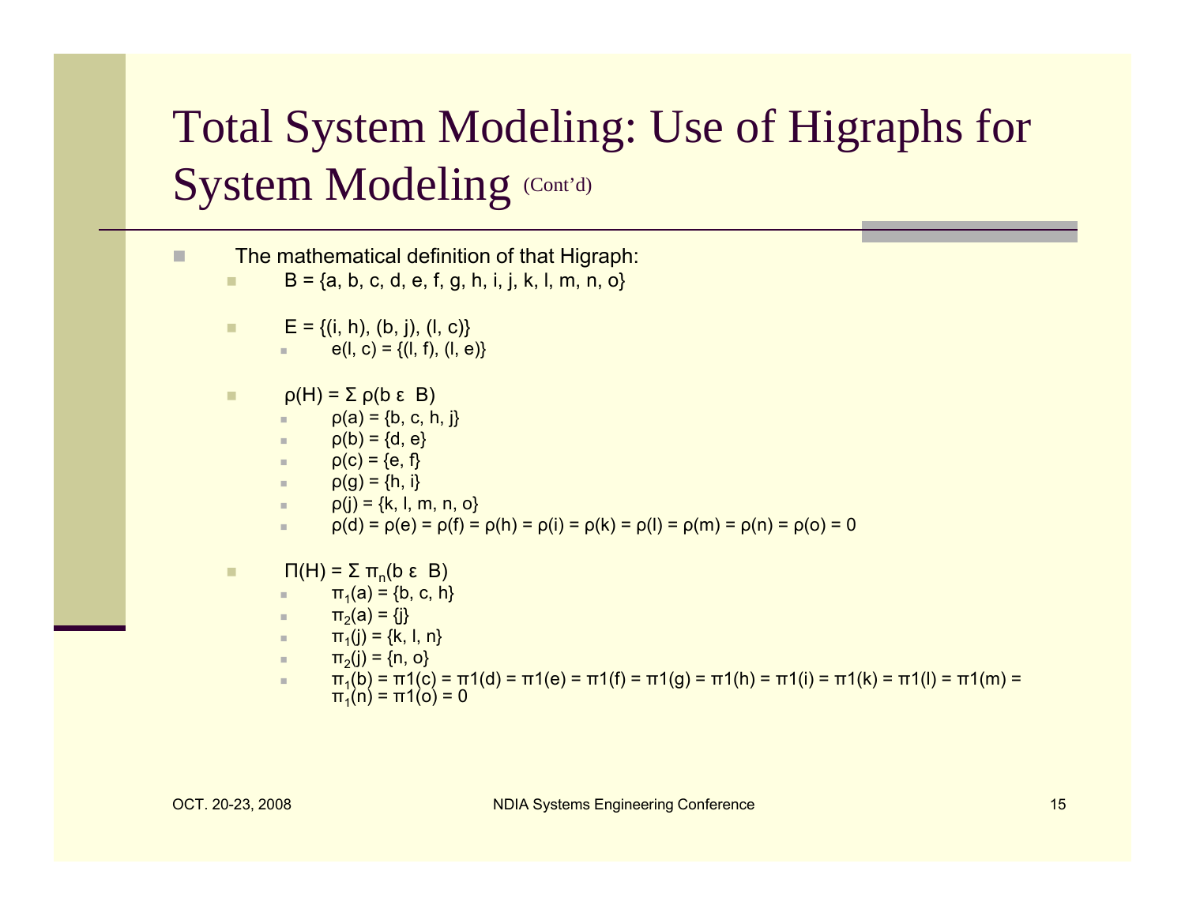# Total System Modeling: Use of Higraphs for System Modeling (Cont'd)

- The mathematical definition of that Higraph:
  - $B = \{a, b, c, d, e, f, g, h, i, j, k, l, m, n, o\}$
  - $E = \{(i, h), (b, j), (l, c)\}$
    - $e(l, c) = \{(l, f), (l, e)\}$
  - $\rho(H) = \Sigma\, \rho(b\ \varepsilon\ B)$
    - $\rho(a) = \{b, c, h, j\}$
    - $\rho(b) = \{d, e\}$
    - $\rho(c) = \{e, f\}$
    - $\rho(g) = \{h, i\}$
    - $\rho(j) = \{k, l, m, n, o\}$
    - $\rho(d) = \rho(e) = \rho(f) = \rho(h) = \rho(i) = \rho(k) = \rho(l) = \rho(m) = \rho(n) = \rho(o) = 0$
  - $\Pi(H) = \Sigma\, \pi_n(b\ \varepsilon\ B)$
    - $\pi_1(a) = \{b, c, h\}$
    - $\pi_2(a) = \{j\}$
    - $\pi_1(j) = \{k, l, n\}$
    - $\pi_2(j) = \{n, o\}$
    - $\pi_1(b) = \pi 1(c) = \pi 1(d) = \pi 1(e) = \pi 1(f) = \pi 1(g) = \pi 1(h) = \pi 1(i) = \pi 1(k) = \pi 1(l) = \pi 1(m) = \pi_1(n) = \pi 1(o) = 0$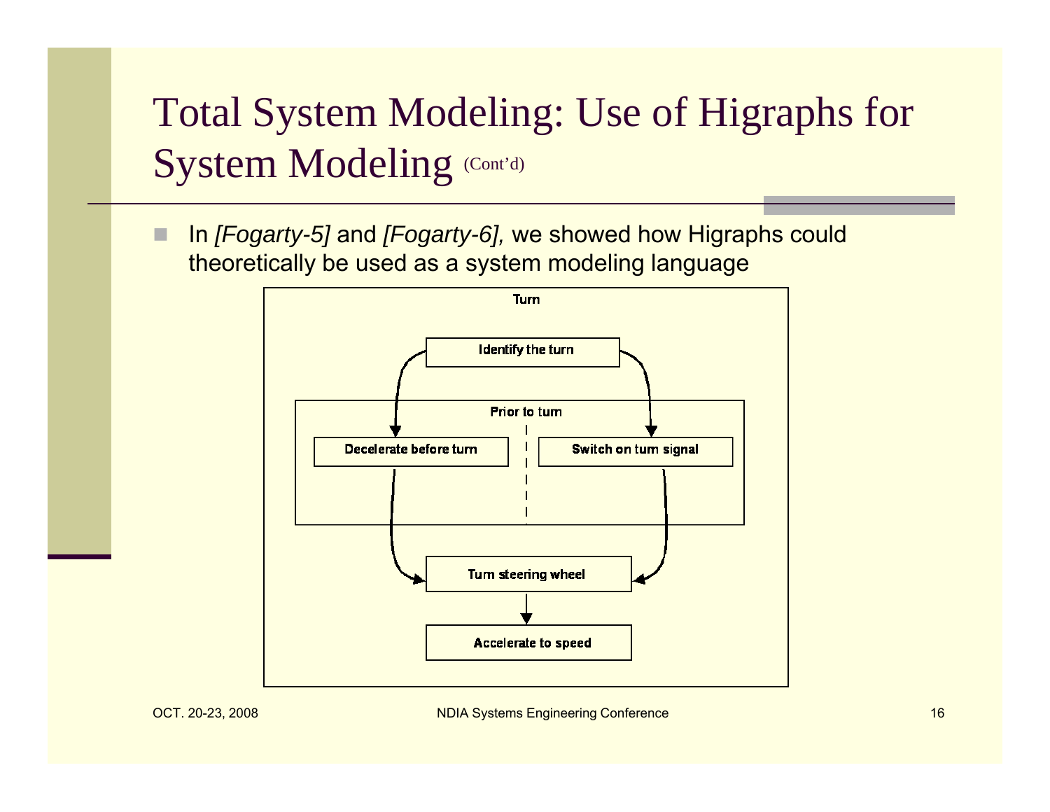# Total System Modeling: Use of Higraphs for System Modeling (Cont'd)

- In *[Fogarty-5]* and *[Fogarty-6],* we showed how Higraphs could theoretically be used as a system modeling language

Turn

Identify the turn

Prior to turn

Decelerate before turn

Switch on turn signal

Turn steering wheel

Accelerate to speed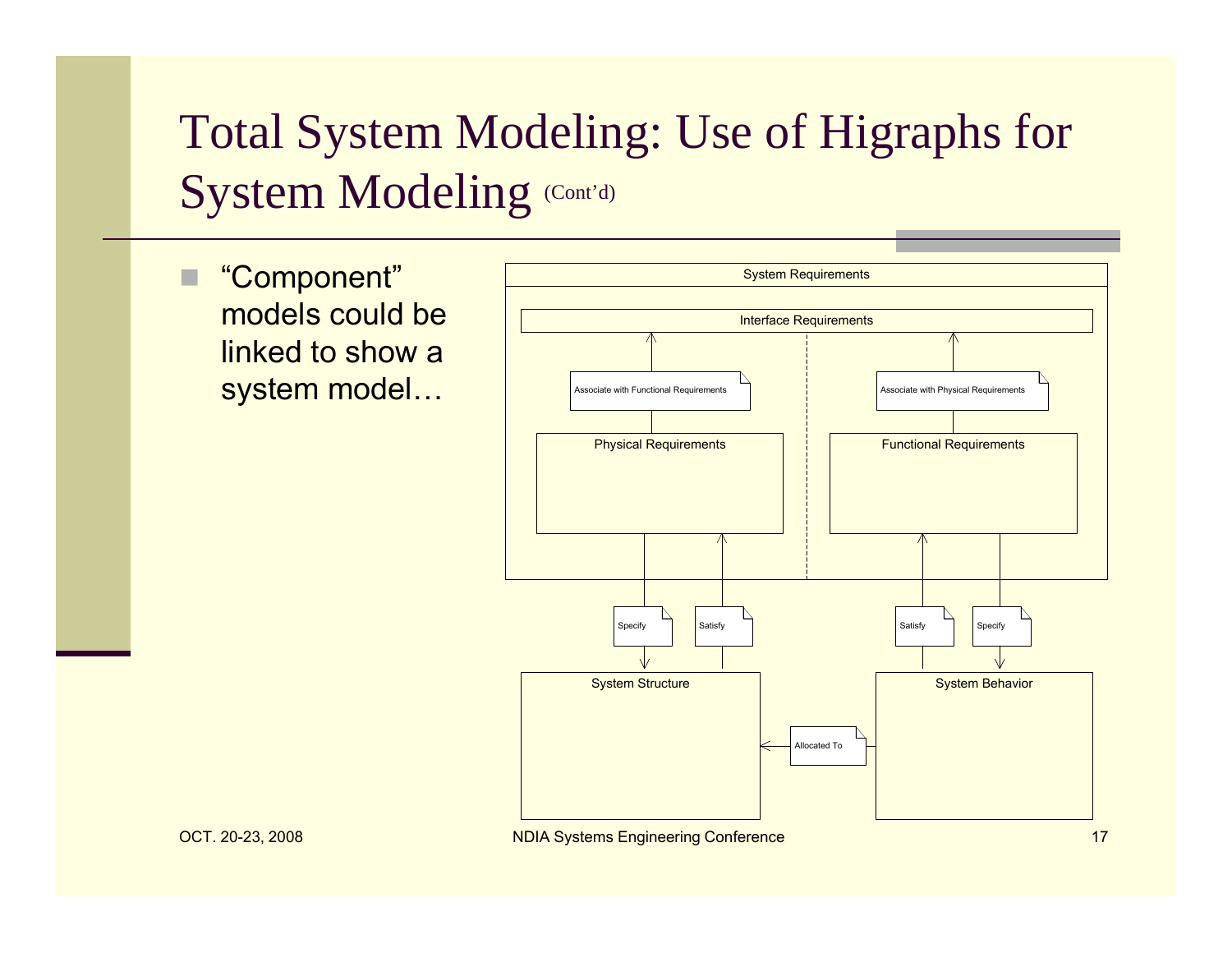# Total System Modeling: Use of Higraphs for System Modeling (Cont'd)

- "Component" models could be linked to show a system model…

System Requirements

Interface Requirements

Associate with Functional Requirements

Associate with Physical Requirements

Physical Requirements

Functional Requirements

Specify

Satisfy

Satisfy

Specify

System Structure

System Behavior

Allocated To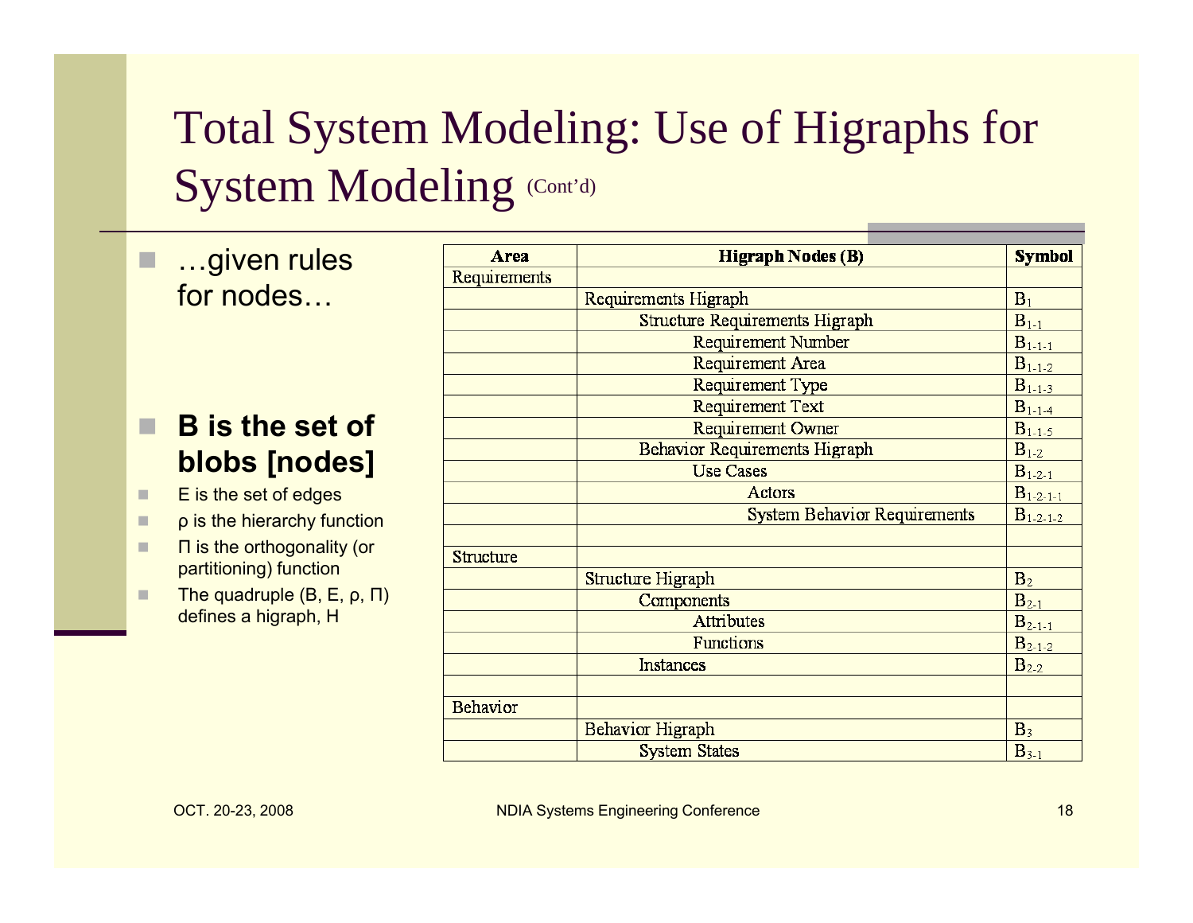# Total System Modeling: Use of Higraphs for System Modeling (Cont'd)

- …given rules for nodes…

- **B is the set of blobs [nodes]**
- E is the set of edges
- ρ is the hierarchy function
- Π is the orthogonality (or partitioning) function
- The quadruple (B, E, ρ, Π) defines a higraph, H

| Area | Higraph Nodes (B) | Symbol |
|---|---|---|
| Requirements | | |
| | Requirements Higraph | $B_1$ |
| | Structure Requirements Higraph | $B_{1-1}$ |
| | Requirement Number | $B_{1-1-1}$ |
| | Requirement Area | $B_{1-1-2}$ |
| | Requirement Type | $B_{1-1-3}$ |
| | Requirement Text | $B_{1-1-4}$ |
| | Requirement Owner | $B_{1-1-5}$ |
| | Behavior Requirements Higraph | $B_{1-2}$ |
| | Use Cases | $B_{1-2-1}$ |
| | Actors | $B_{1-2-1-1}$ |
| | System Behavior Requirements | $B_{1-2-1-2}$ |
| | | |
| Structure | | |
| | Structure Higraph | $B_2$ |
| | Components | $B_{2-1}$ |
| | Attributes | $B_{2-1-1}$ |
| | Functions | $B_{2-1-2}$ |
| | Instances | $B_{2-2}$ |
| | | |
| Behavior | | |
| | Behavior Higraph | $B_3$ |
| | System States | $B_{3-1}$ |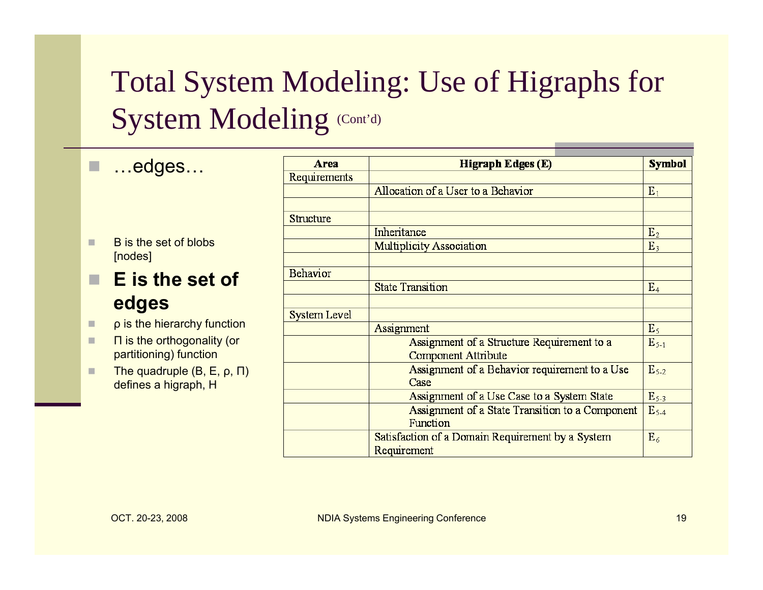# Total System Modeling: Use of Higraphs for System Modeling (Cont'd)

- …edges…

- B is the set of blobs [nodes]
- **E is the set of edges**
- ρ is the hierarchy function
- Π is the orthogonality (or partitioning) function
- The quadruple (B, E, ρ, Π) defines a higraph, H

| Area | Higraph Edges (E) | Symbol |
|---|---|---|
| Requirements | | |
| | Allocation of a User to a Behavior | $E_1$ |
| | | |
| Structure | | |
| | Inheritance | $E_2$ |
| | Multiplicity Association | $E_3$ |
| | | |
| Behavior | | |
| | State Transition | $E_4$ |
| | | |
| System Level | | |
| | Assignment | $E_5$ |
| | Assignment of a Structure Requirement to a Component Attribute | $E_{5\text{-}1}$ |
| | Assignment of a Behavior requirement to a Use Case | $E_{5\text{-}2}$ |
| | Assignment of a Use Case to a System State | $E_{5\text{-}3}$ |
| | Assignment of a State Transition to a Component Function | $E_{5\text{-}4}$ |
| | Satisfaction of a Domain Requirement by a System Requirement | $E_6$ |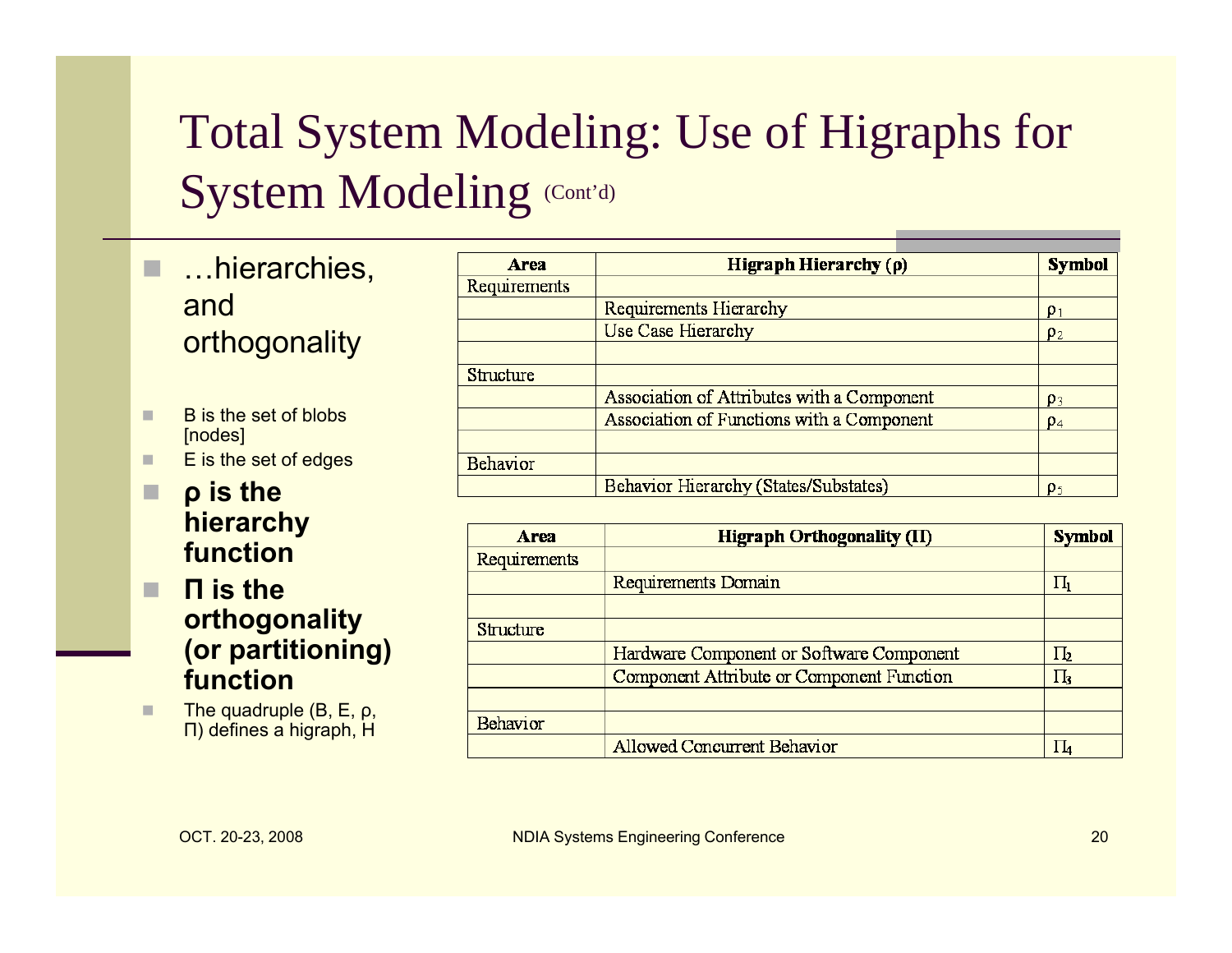# Total System Modeling: Use of Higraphs for System Modeling (Cont'd)

- …hierarchies, and orthogonality
- B is the set of blobs [nodes]
- E is the set of edges
- **ρ is the hierarchy function**
- **Π is the orthogonality (or partitioning) function**
- The quadruple (B, E, ρ, Π) defines a higraph, H

| Area | Higraph Hierarchy (ρ) | Symbol |
|---|---|---|
| Requirements | | |
| | Requirements Hierarchy | $\rho_1$ |
| | Use Case Hierarchy | $\rho_2$ |
| | | |
| Structure | | |
| | Association of Attributes with a Component | $\rho_3$ |
| | Association of Functions with a Component | $\rho_4$ |
| | | |
| Behavior | | |
| | Behavior Hierarchy (States/Substates) | $\rho_5$ |

| Area | Higraph Orthogonality (Π) | Symbol |
|---|---|---|
| Requirements | | |
| | Requirements Domain | $\Pi_1$ |
| | | |
| Structure | | |
| | Hardware Component or Software Component | $\Pi_2$ |
| | Component Attribute or Component Function | $\Pi_3$ |
| | | |
| Behavior | | |
| | Allowed Concurrent Behavior | $\Pi_4$ |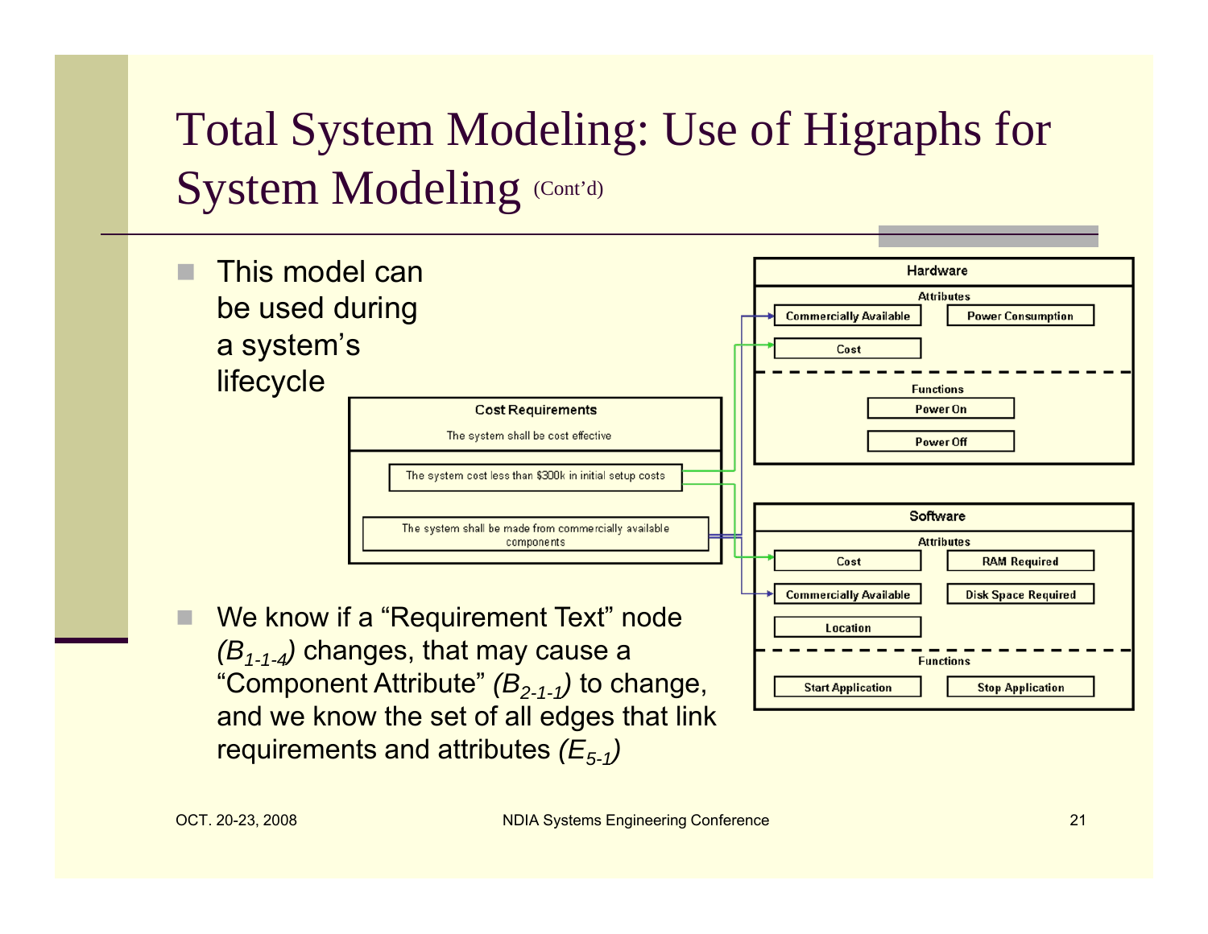# Total System Modeling: Use of Higraphs for System Modeling (Cont'd)

- This model can be used during a system's lifecycle

**Cost Requirements**

The system shall be cost effective

- The system cost less than $300k in initial setup costs
- The system shall be made from commercially available components

**Hardware**

Attributes
- Commercially Available
- Power Consumption
- Cost

Functions
- Power On
- Power Off

**Software**

Attributes
- Cost
- RAM Required
- Commercially Available
- Disk Space Required
- Location

Functions
- Start Application
- Stop Application

- We know if a "Requirement Text" node *($B_{1\text{-}1\text{-}4}$)* changes, that may cause a "Component Attribute" *($B_{2\text{-}1\text{-}1}$)* to change, and we know the set of all edges that link requirements and attributes *($E_{5\text{-}1}$)*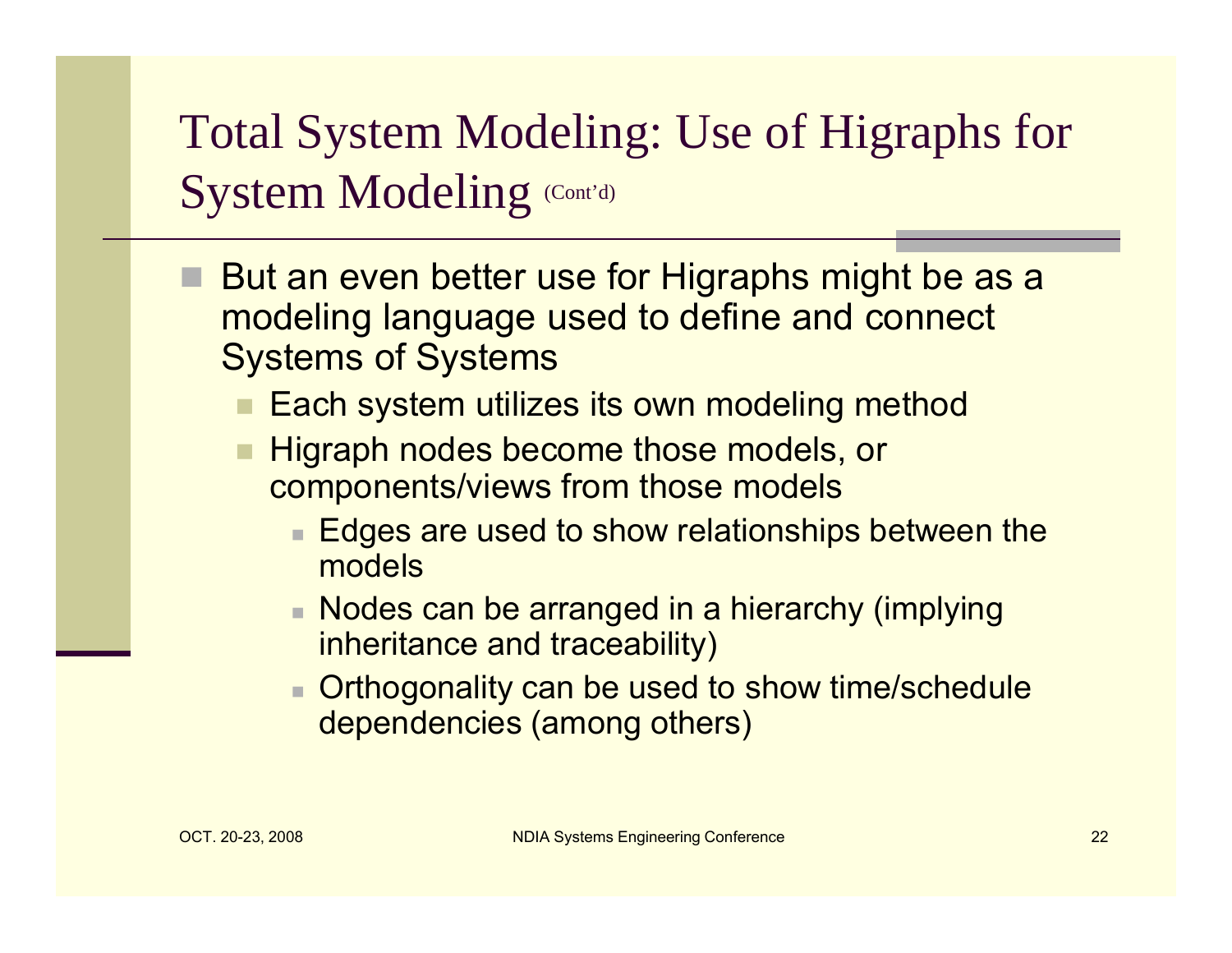# Total System Modeling: Use of Higraphs for System Modeling (Cont'd)

- But an even better use for Higraphs might be as a modeling language used to define and connect Systems of Systems
  - Each system utilizes its own modeling method
  - Higraph nodes become those models, or components/views from those models
    - Edges are used to show relationships between the models
    - Nodes can be arranged in a hierarchy (implying inheritance and traceability)
    - Orthogonality can be used to show time/schedule dependencies (among others)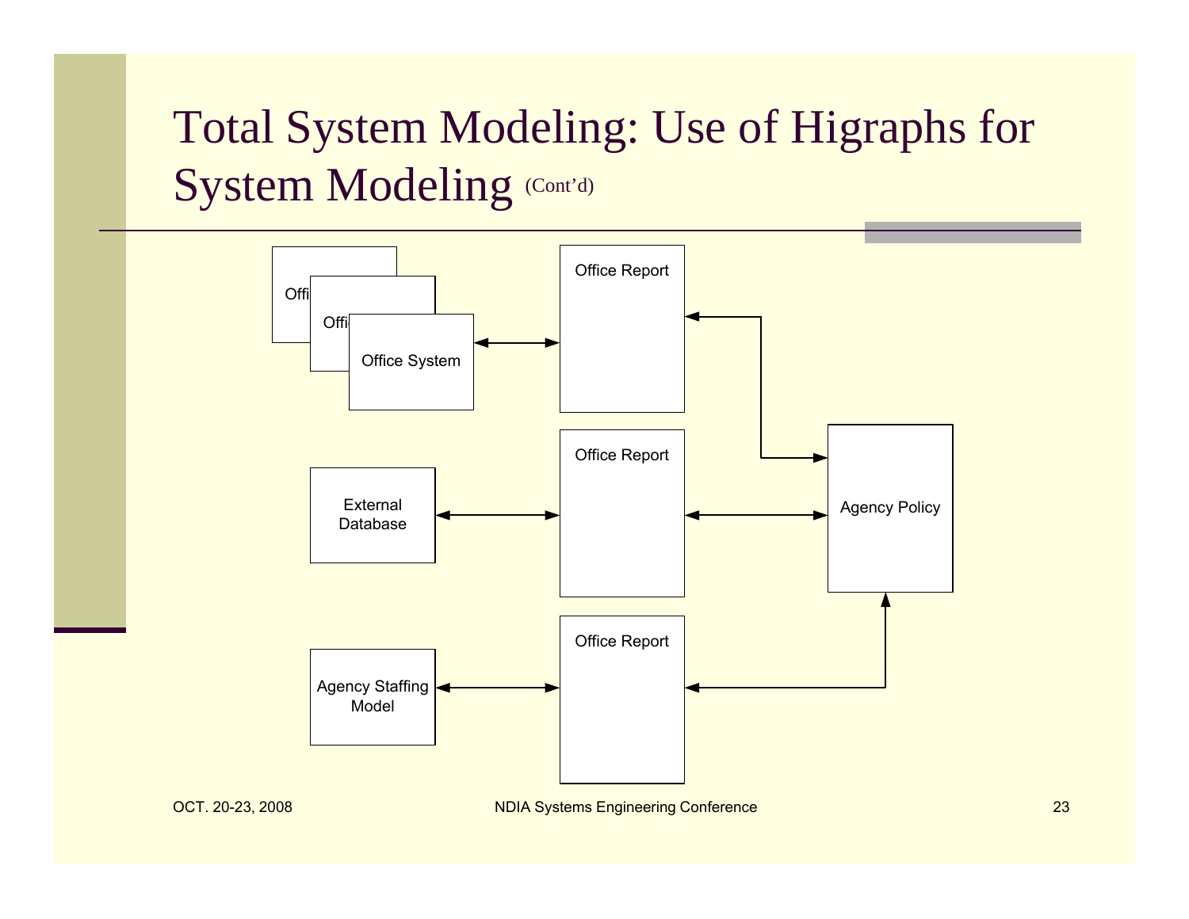# Total System Modeling: Use of Higraphs for System Modeling (Cont'd)

Offi

Offi

Office System

Office Report

External Database

Office Report

Agency Policy

Agency Staffing Model

Office Report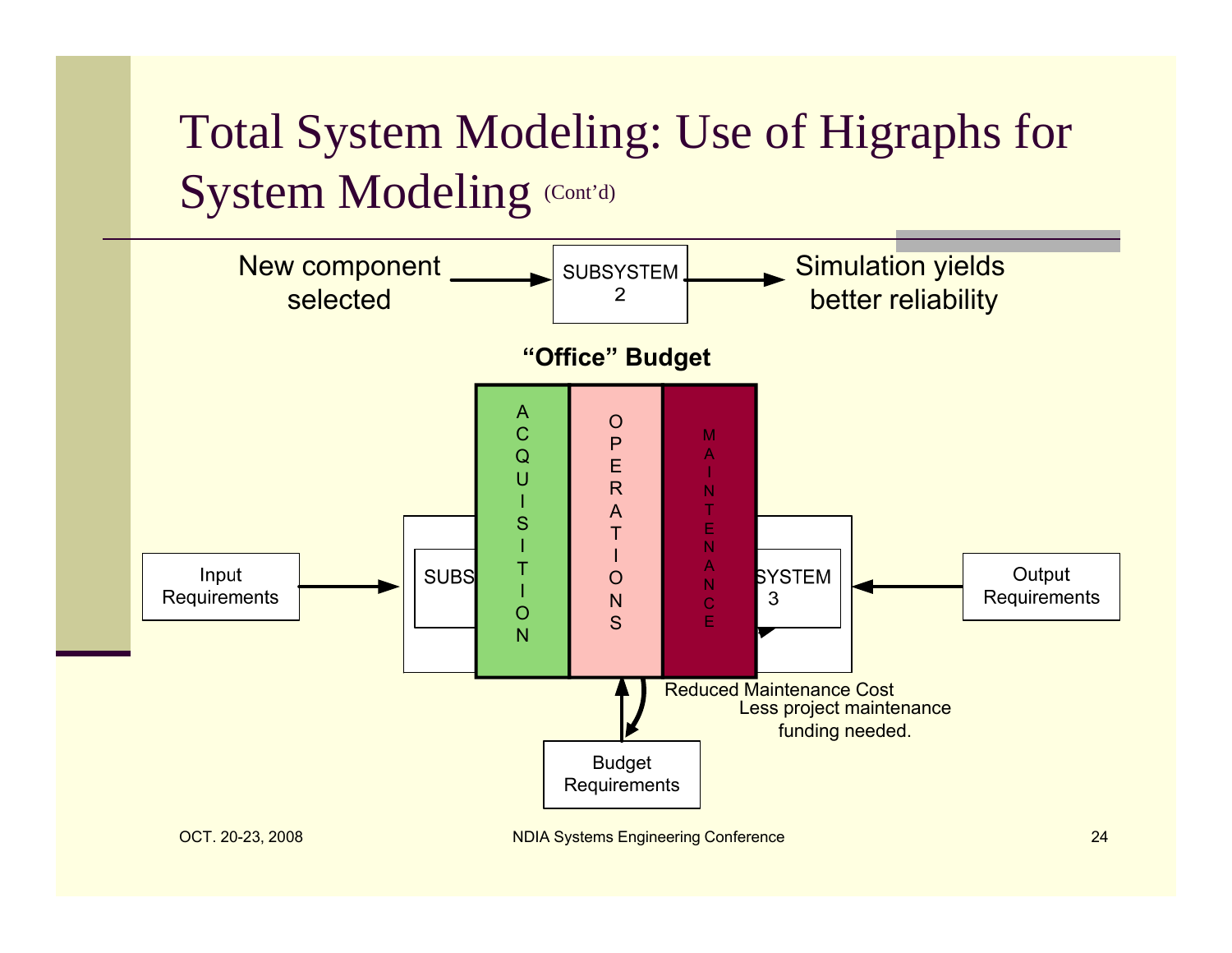# Total System Modeling: Use of Higraphs for System Modeling (Cont'd)

New component selected → SUBSYSTEM 2 → Simulation yields better reliability

**"Office" Budget**

Input Requirements → SUBS | ACQUISITION | OPERATIONS | MAINTENANCE | SYSTEM 3 ← Output Requirements

Budget Requirements

Reduced Maintenance Cost
Less project maintenance funding needed.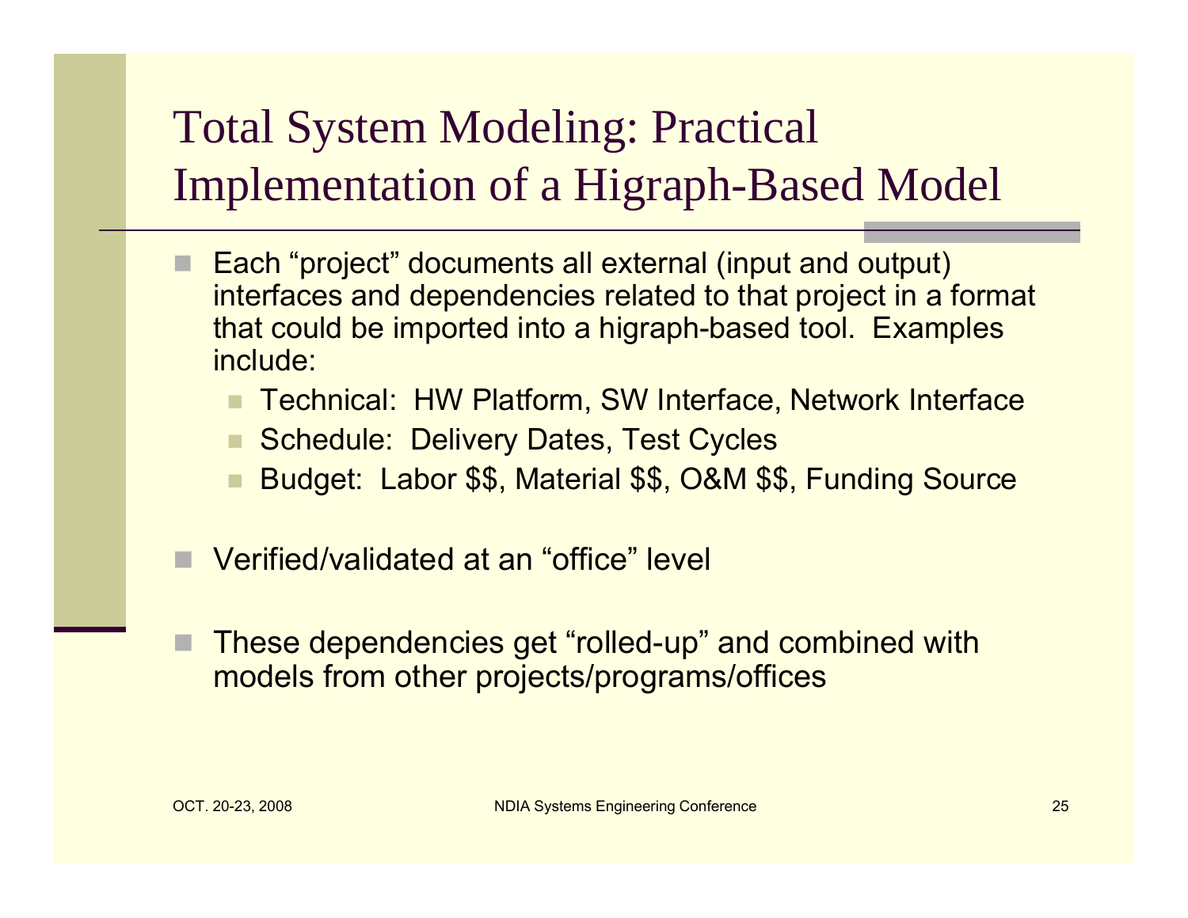# Total System Modeling: Practical Implementation of a Higraph-Based Model

- Each "project" documents all external (input and output) interfaces and dependencies related to that project in a format that could be imported into a higraph-based tool. Examples include:
  - Technical: HW Platform, SW Interface, Network Interface
  - Schedule: Delivery Dates, Test Cycles
  - Budget: Labor $$, Material $$, O&M $$, Funding Source
- Verified/validated at an "office" level
- These dependencies get "rolled-up" and combined with models from other projects/programs/offices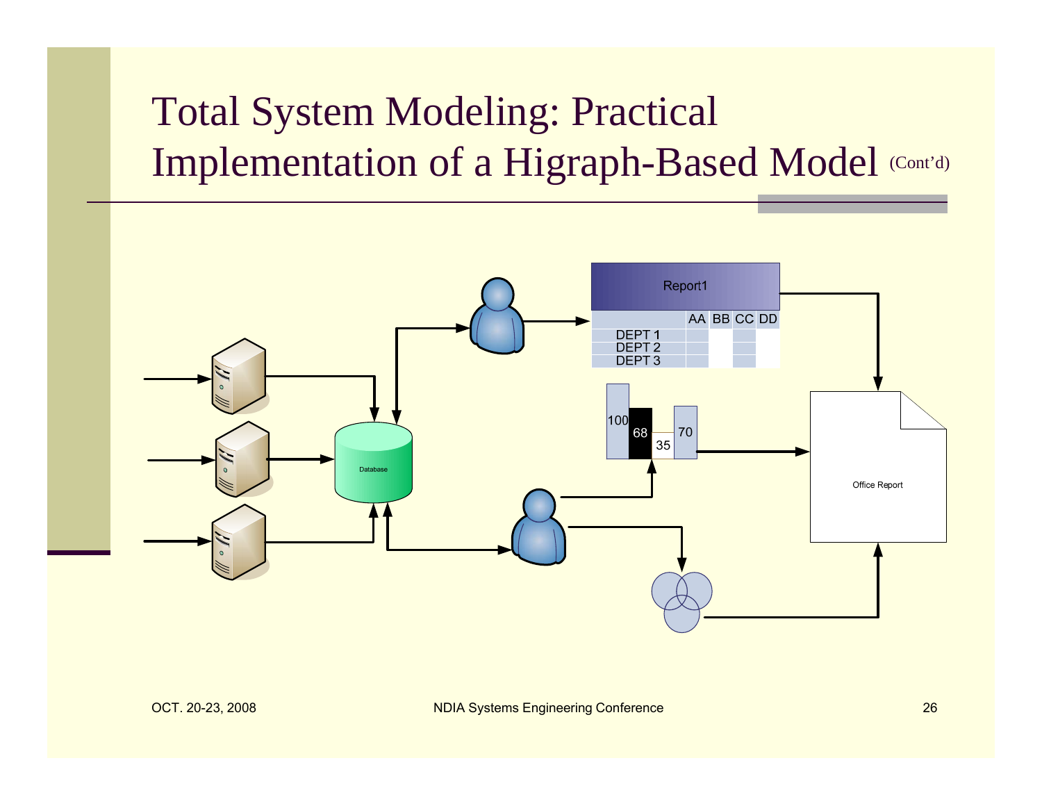# Total System Modeling: Practical Implementation of a Higraph-Based Model (Cont'd)

Report1

| | AA | BB | CC | DD |
|---|---|---|---|---|
| DEPT 1 | | | | |
| DEPT 2 | | | | |
| DEPT 3 | | | | |

100 68 35 70

Database

Office Report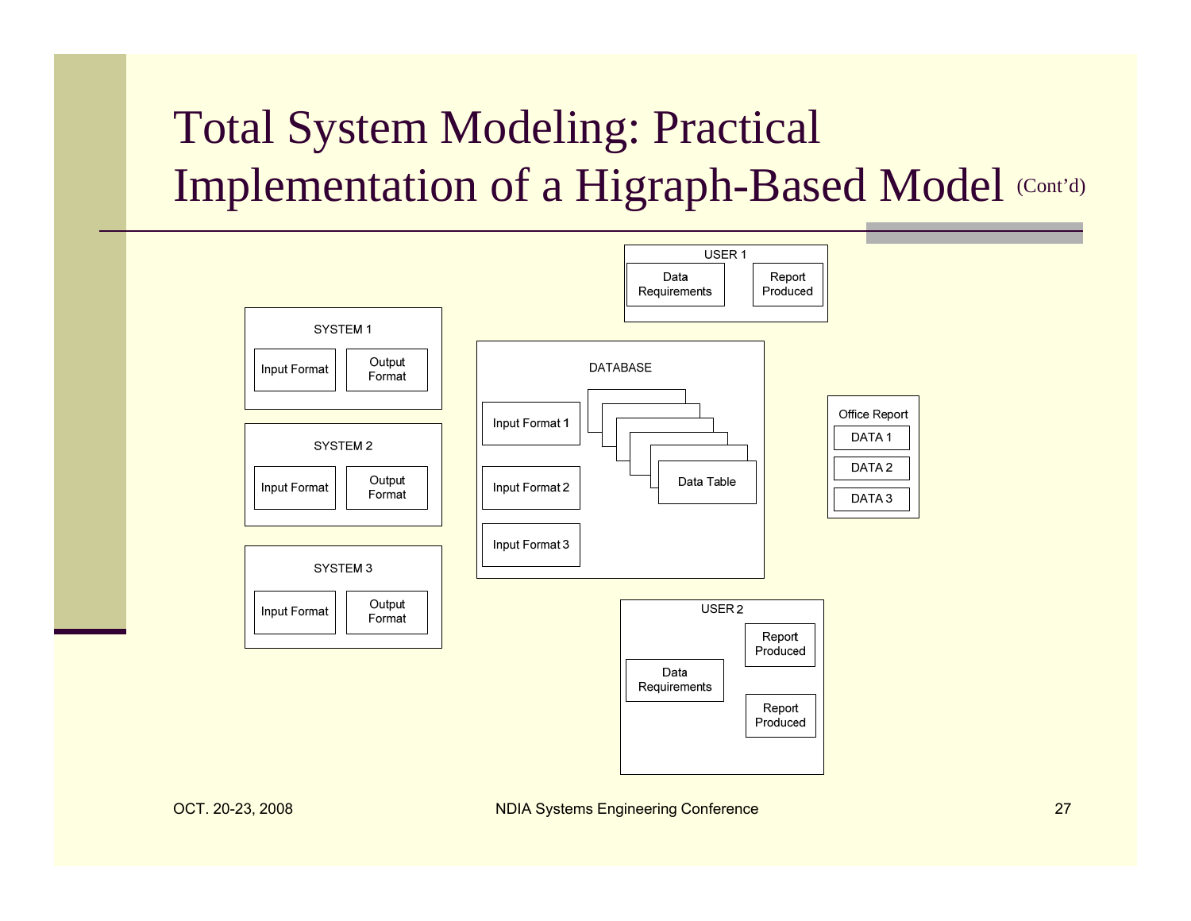# Total System Modeling: Practical Implementation of a Higraph-Based Model (Cont'd)

USER 1
- Data Requirements
- Report Produced

SYSTEM 1
- Input Format
- Output Format

SYSTEM 2
- Input Format
- Output Format

SYSTEM 3
- Input Format
- Output Format

DATABASE
- Input Format 1
- Input Format 2
- Input Format 3
- Data Table

Office Report
- DATA 1
- DATA 2
- DATA 3

USER 2
- Data Requirements
- Report Produced
- Report Produced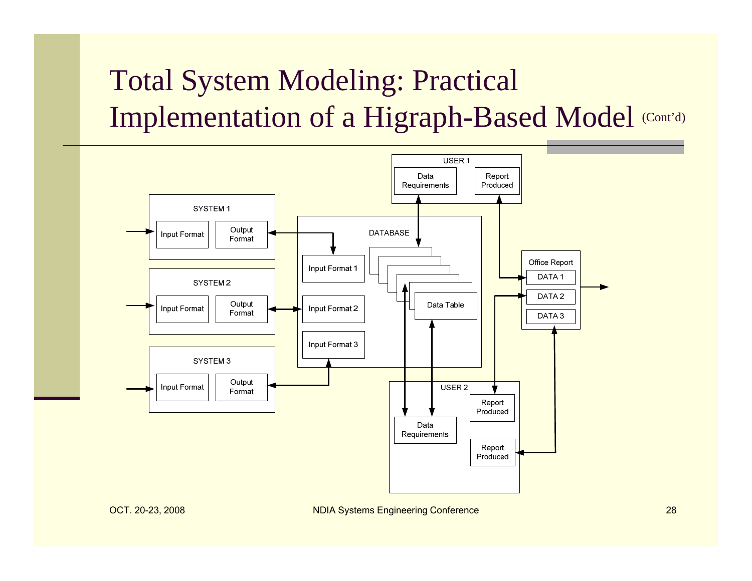# Total System Modeling: Practical Implementation of a Higraph-Based Model (Cont'd)

SYSTEM 1

Input Format | Output Format

SYSTEM 2

Input Format | Output Format

SYSTEM 3

Input Format | Output Format

DATABASE

Input Format 1

Input Format 2

Input Format 3

Data Table

USER 1

Data Requirements | Report Produced

USER 2

Data Requirements

Report Produced

Report Produced

Office Report

DATA 1

DATA 2

DATA 3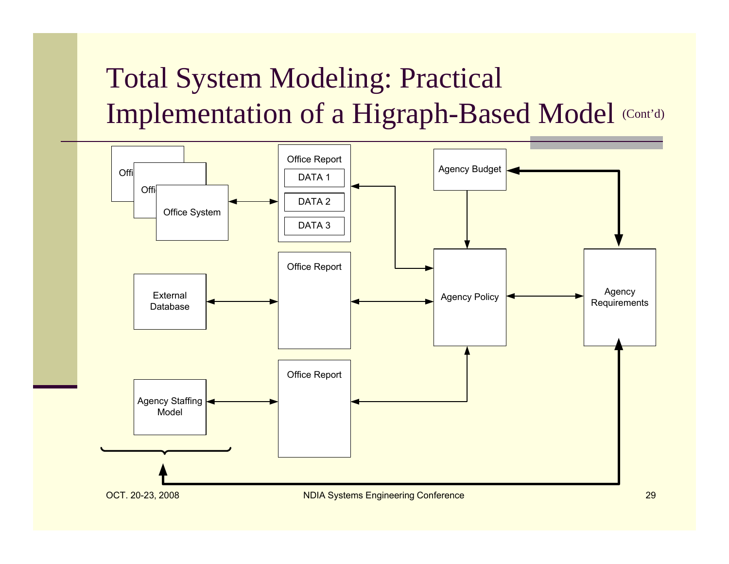# Total System Modeling: Practical Implementation of a Higraph-Based Model (Cont'd)

Offi
Offi
Office System

Office Report
DATA 1
DATA 2
DATA 3

Agency Budget

External Database

Office Report

Agency Policy

Agency Requirements

Agency Staffing Model

Office Report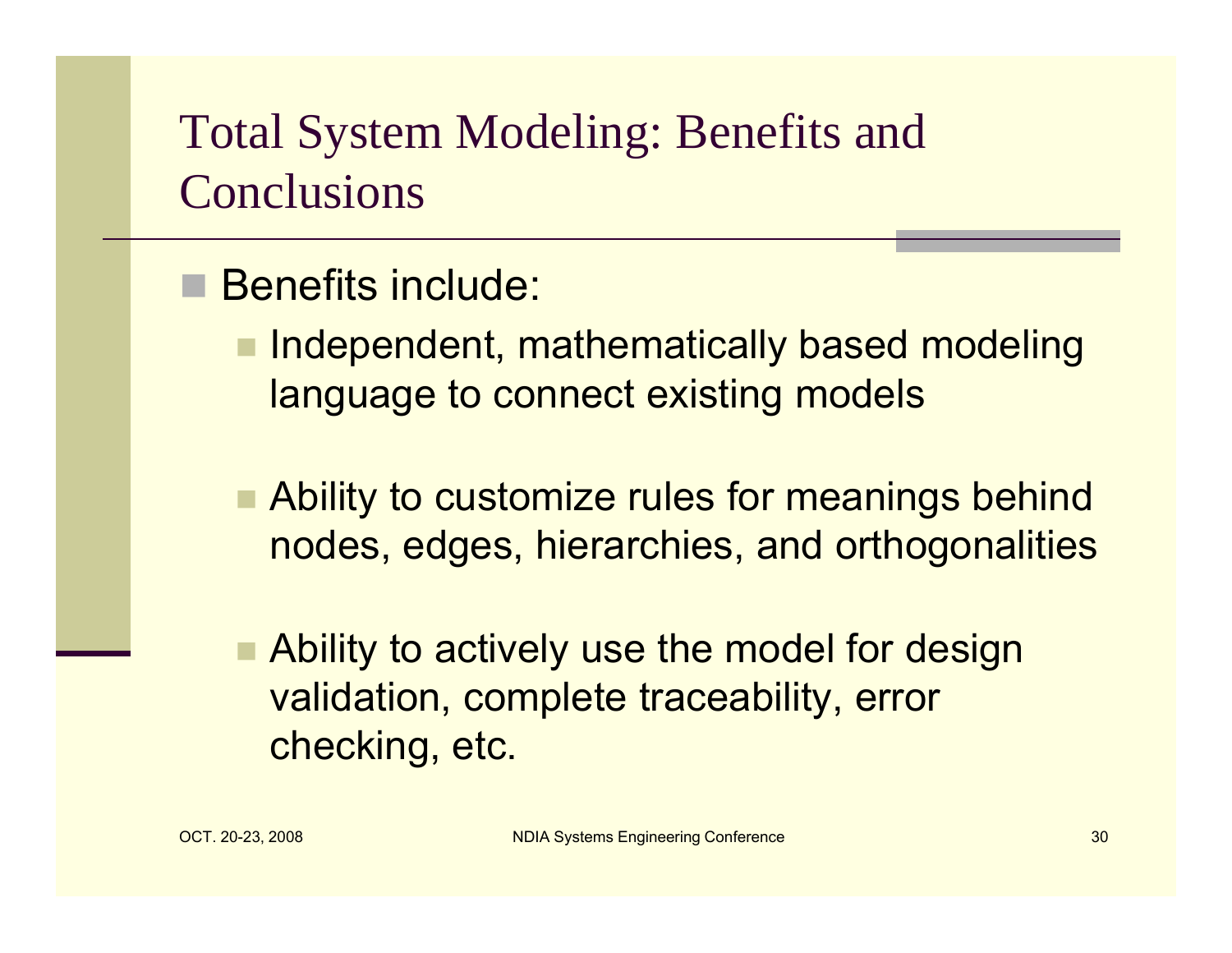# Total System Modeling: Benefits and Conclusions

- Benefits include:
  - Independent, mathematically based modeling language to connect existing models
  - Ability to customize rules for meanings behind nodes, edges, hierarchies, and orthogonalities
  - Ability to actively use the model for design validation, complete traceability, error checking, etc.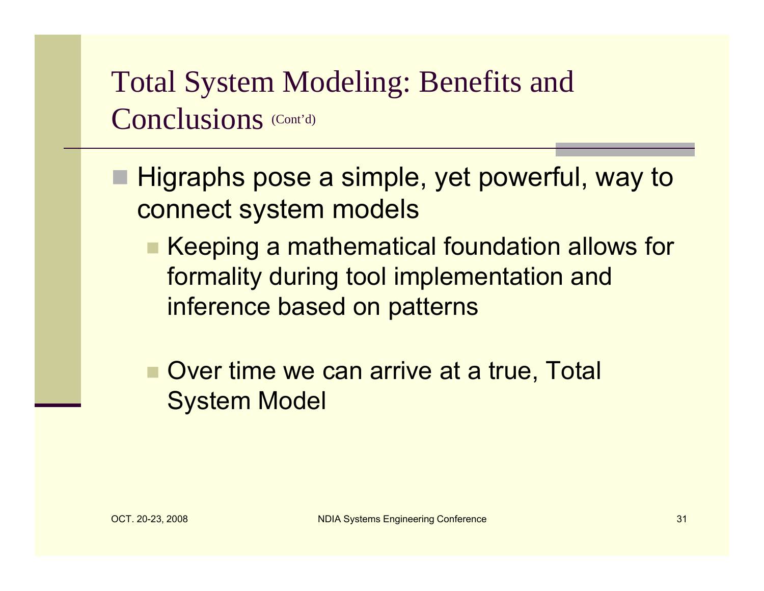# Total System Modeling: Benefits and Conclusions (Cont'd)

- Higraphs pose a simple, yet powerful, way to connect system models
  - Keeping a mathematical foundation allows for formality during tool implementation and inference based on patterns
  - Over time we can arrive at a true, Total System Model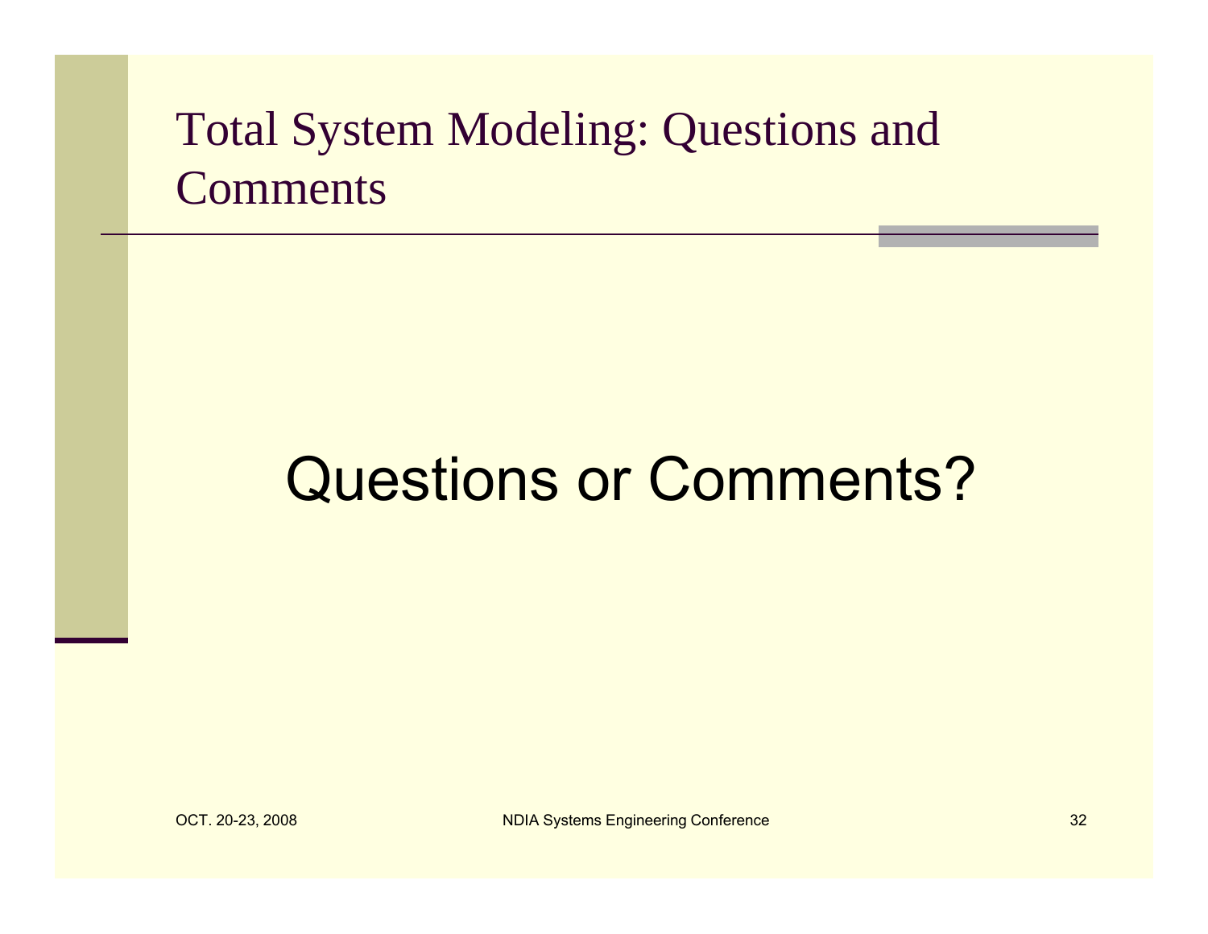# Total System Modeling: Questions and Comments

Questions or Comments?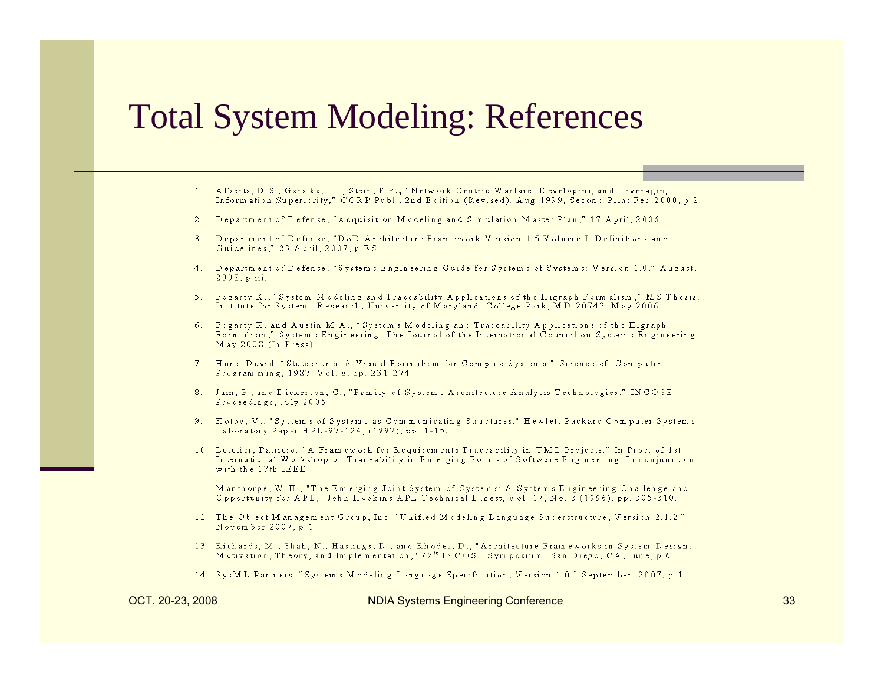# Total System Modeling: References

1. Alberts, D.S., Garstka, J.J., Stein, F.P., "Network Centric Warfare: Developing and Leveraging Information Superiority," CCRP Publ., 2nd Edition (Revised). Aug 1999, Second Print Feb 2000, p 2.
2. Department of Defense, "Acquisition Modeling and Simulation Master Plan," 17 April, 2006.
3. Department of Defense, "DoD Architecture Framework Version 1.5 Volume I: Definitions and Guidelines," 23 April, 2007, p ES-1.
4. Department of Defense, "Systems Engineering Guide for Systems of Systems: Version 1.0," August, 2008, p iii.
5. Fogarty K., "System Modeling and Traceability Applications of the Higraph Formalism," MS Thesis, Institute for Systems Research, University of Maryland, College Park, MD 20742. May 2006.
6. Fogarty K. and Austin M.A., "Systems Modeling and Traceability Applications of the Higraph Formalism," Systems Engineering: The Journal of the International Council on Systems Engineering, May 2008 (In Press)
7. Harel David. "Statecharts: A Visual Formalism for Complex Systems." Science of. Computer. Programming, 1987. Vol. 8, pp. 231-274
8. Jain, P., and Dickerson, C., "Family-of-Systems Architecture Analysis Technologies," INCOSE Proceedings, July 2005.
9. Kotov, V., "Systems of Systems as Communicating Structures," Hewlett Packard Computer Systems Laboratory Paper HPL-97-124, (1997), pp. 1-15.
10. Letelier, Patricio. "A Framework for Requirements Traceability in UML Projects." In Proc. of 1st International Workshop on Traceability in Emerging Forms of Software Engineering. In conjunction with the 17th IEEE
11. Manthorpe, W.H., "The Emerging Joint System of Systems: A Systems Engineering Challenge and Opportunity for APL," John Hopkins APL Technical Digest, Vol. 17, No. 3 (1996), pp. 305-310.
12. The Object Management Group, Inc. "Unified Modeling Language Superstructure, Version 2.1.2." November 2007, p 1.
13. Richards, M., Shah, N., Hastings, D., and Rhodes, D., "Architecture Frameworks in System Design: Motivation, Theory, and Implementation," *17th* INCOSE Symposium, San Diego, CA, June, p 6.
14. SysML Partners. "Systems Modeling Language Specification, Version 1.0," September, 2007, p 1.

OCT. 20-23, 2008 NDIA Systems Engineering Conference